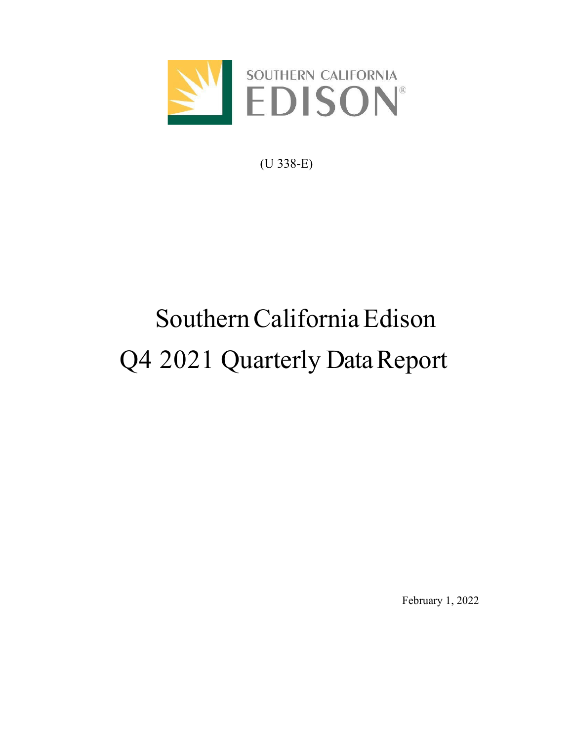SOUTHERN CALIFORNIA EDISON

(U 338-E)

# Southern California Edison Q4 2021 Quarterly Data Report

February 1, 2022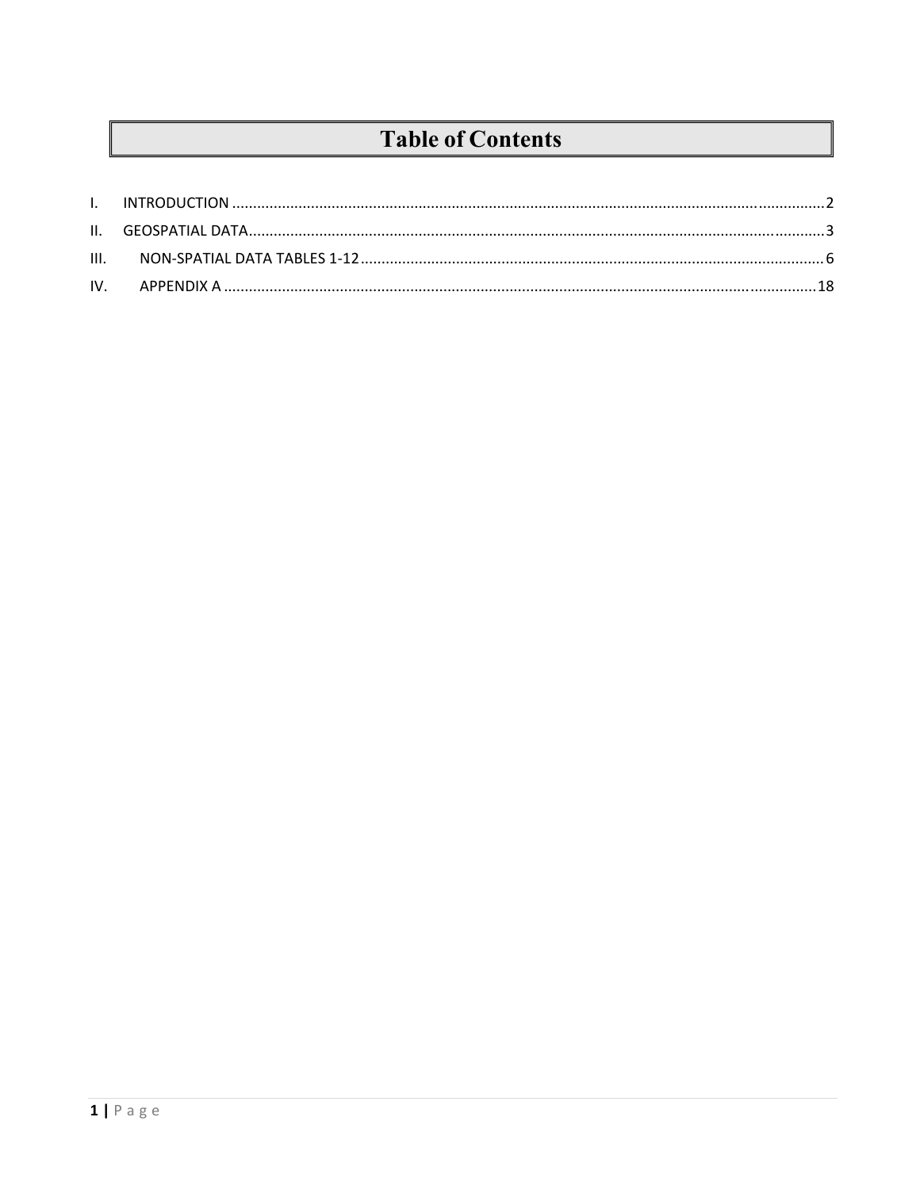# Table of Contents

I. INTRODUCTION ........................................................................................................................................2
II. GEOSPATIAL DATA..................................................................................................................................3
III. NON-SPATIAL DATA TABLES 1-12..........................................................................................................6
IV. APPENDIX A ...........................................................................................................................................18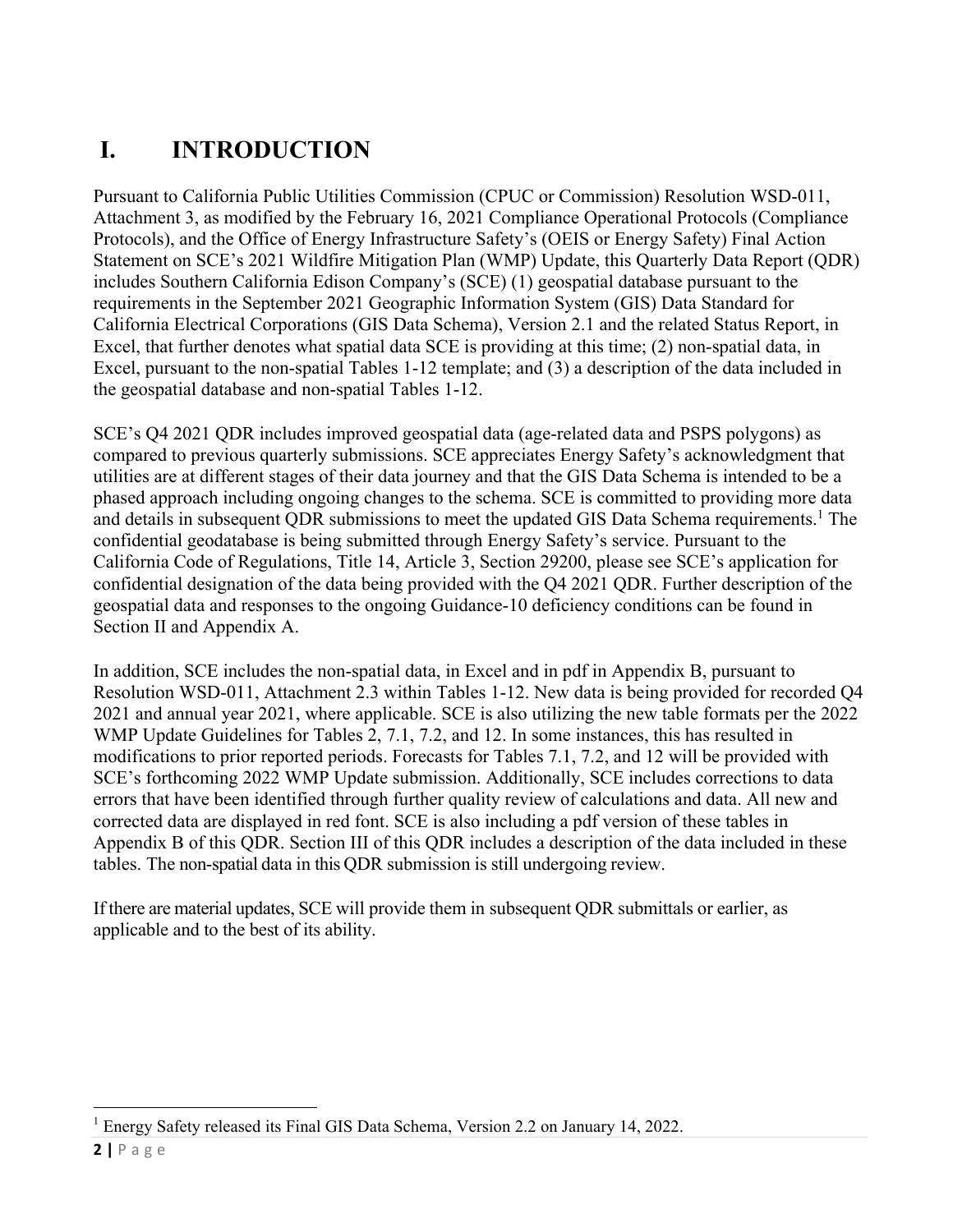# I. INTRODUCTION

Pursuant to California Public Utilities Commission (CPUC or Commission) Resolution WSD-011, Attachment 3, as modified by the February 16, 2021 Compliance Operational Protocols (Compliance Protocols), and the Office of Energy Infrastructure Safety's (OEIS or Energy Safety) Final Action Statement on SCE's 2021 Wildfire Mitigation Plan (WMP) Update, this Quarterly Data Report (QDR) includes Southern California Edison Company's (SCE) (1) geospatial database pursuant to the requirements in the September 2021 Geographic Information System (GIS) Data Standard for California Electrical Corporations (GIS Data Schema), Version 2.1 and the related Status Report, in Excel, that further denotes what spatial data SCE is providing at this time; (2) non-spatial data, in Excel, pursuant to the non-spatial Tables 1-12 template; and (3) a description of the data included in the geospatial database and non-spatial Tables 1-12.

SCE's Q4 2021 QDR includes improved geospatial data (age-related data and PSPS polygons) as compared to previous quarterly submissions. SCE appreciates Energy Safety's acknowledgment that utilities are at different stages of their data journey and that the GIS Data Schema is intended to be a phased approach including ongoing changes to the schema. SCE is committed to providing more data and details in subsequent QDR submissions to meet the updated GIS Data Schema requirements.[1] The confidential geodatabase is being submitted through Energy Safety's service. Pursuant to the California Code of Regulations, Title 14, Article 3, Section 29200, please see SCE's application for confidential designation of the data being provided with the Q4 2021 QDR. Further description of the geospatial data and responses to the ongoing Guidance-10 deficiency conditions can be found in Section II and Appendix A.

In addition, SCE includes the non-spatial data, in Excel and in pdf in Appendix B, pursuant to Resolution WSD-011, Attachment 2.3 within Tables 1-12. New data is being provided for recorded Q4 2021 and annual year 2021, where applicable. SCE is also utilizing the new table formats per the 2022 WMP Update Guidelines for Tables 2, 7.1, 7.2, and 12. In some instances, this has resulted in modifications to prior reported periods. Forecasts for Tables 7.1, 7.2, and 12 will be provided with SCE's forthcoming 2022 WMP Update submission. Additionally, SCE includes corrections to data errors that have been identified through further quality review of calculations and data. All new and corrected data are displayed in red font. SCE is also including a pdf version of these tables in Appendix B of this QDR. Section III of this QDR includes a description of the data included in these tables. The non-spatial data in this QDR submission is still undergoing review.

If there are material updates, SCE will provide them in subsequent QDR submittals or earlier, as applicable and to the best of its ability.

[1] Energy Safety released its Final GIS Data Schema, Version 2.2 on January 14, 2022.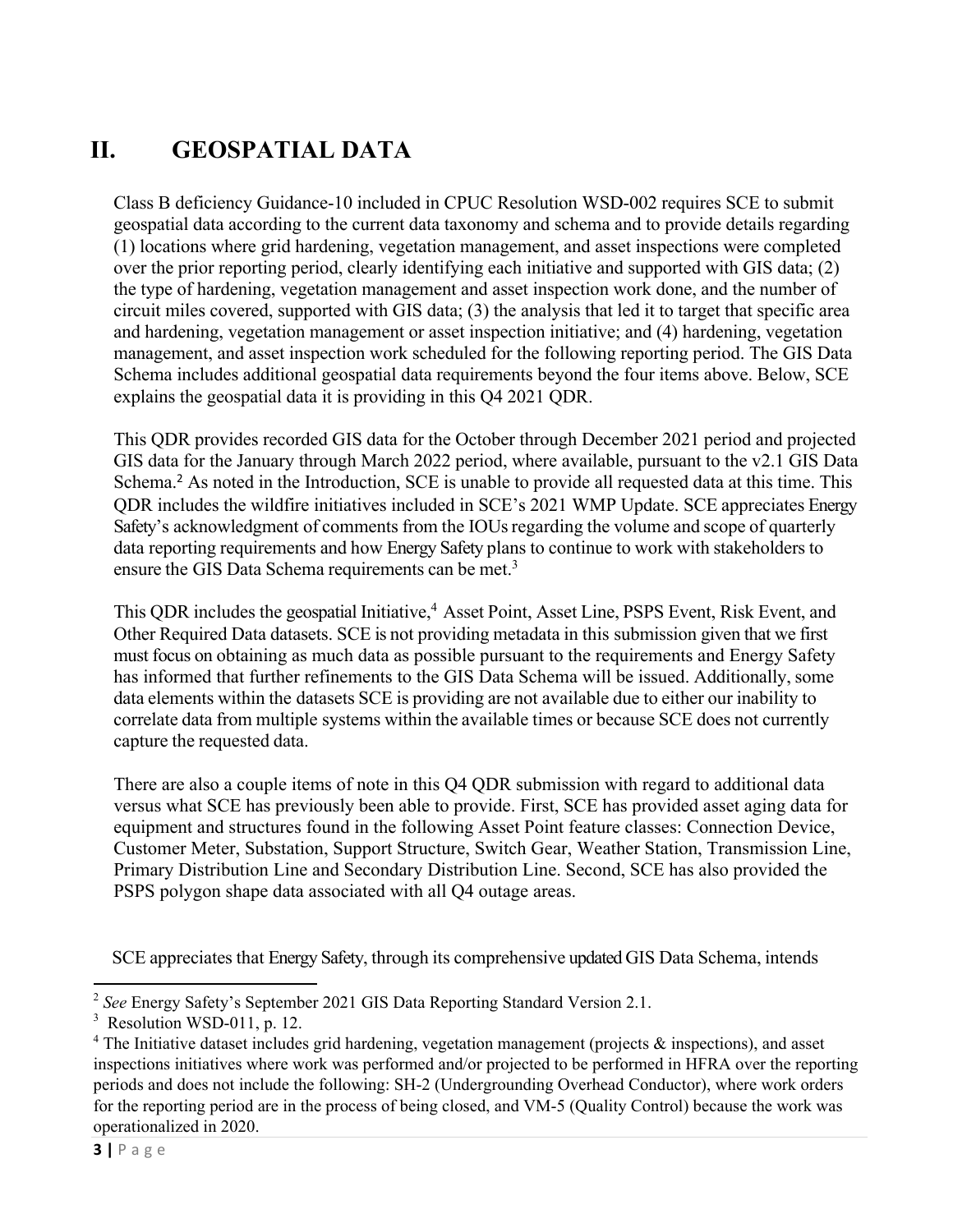# II. GEOSPATIAL DATA

Class B deficiency Guidance-10 included in CPUC Resolution WSD-002 requires SCE to submit geospatial data according to the current data taxonomy and schema and to provide details regarding (1) locations where grid hardening, vegetation management, and asset inspections were completed over the prior reporting period, clearly identifying each initiative and supported with GIS data; (2) the type of hardening, vegetation management and asset inspection work done, and the number of circuit miles covered, supported with GIS data; (3) the analysis that led it to target that specific area and hardening, vegetation management or asset inspection initiative; and (4) hardening, vegetation management, and asset inspection work scheduled for the following reporting period. The GIS Data Schema includes additional geospatial data requirements beyond the four items above. Below, SCE explains the geospatial data it is providing in this Q4 2021 QDR.

This QDR provides recorded GIS data for the October through December 2021 period and projected GIS data for the January through March 2022 period, where available, pursuant to the v2.1 GIS Data Schema.[2] As noted in the Introduction, SCE is unable to provide all requested data at this time. This QDR includes the wildfire initiatives included in SCE's 2021 WMP Update. SCE appreciates Energy Safety's acknowledgment of comments from the IOUs regarding the volume and scope of quarterly data reporting requirements and how Energy Safety plans to continue to work with stakeholders to ensure the GIS Data Schema requirements can be met.[3]

This QDR includes the geospatial Initiative,[4] Asset Point, Asset Line, PSPS Event, Risk Event, and Other Required Data datasets. SCE is not providing metadata in this submission given that we first must focus on obtaining as much data as possible pursuant to the requirements and Energy Safety has informed that further refinements to the GIS Data Schema will be issued. Additionally, some data elements within the datasets SCE is providing are not available due to either our inability to correlate data from multiple systems within the available times or because SCE does not currently capture the requested data.

There are also a couple items of note in this Q4 QDR submission with regard to additional data versus what SCE has previously been able to provide. First, SCE has provided asset aging data for equipment and structures found in the following Asset Point feature classes: Connection Device, Customer Meter, Substation, Support Structure, Switch Gear, Weather Station, Transmission Line, Primary Distribution Line and Secondary Distribution Line. Second, SCE has also provided the PSPS polygon shape data associated with all Q4 outage areas.

SCE appreciates that Energy Safety, through its comprehensive updated GIS Data Schema, intends

---

[2] *See* Energy Safety's September 2021 GIS Data Reporting Standard Version 2.1.

[3] Resolution WSD-011, p. 12.

[4] The Initiative dataset includes grid hardening, vegetation management (projects & inspections), and asset inspections initiatives where work was performed and/or projected to be performed in HFRA over the reporting periods and does not include the following: SH-2 (Undergrounding Overhead Conductor), where work orders for the reporting period are in the process of being closed, and VM-5 (Quality Control) because the work was operationalized in 2020.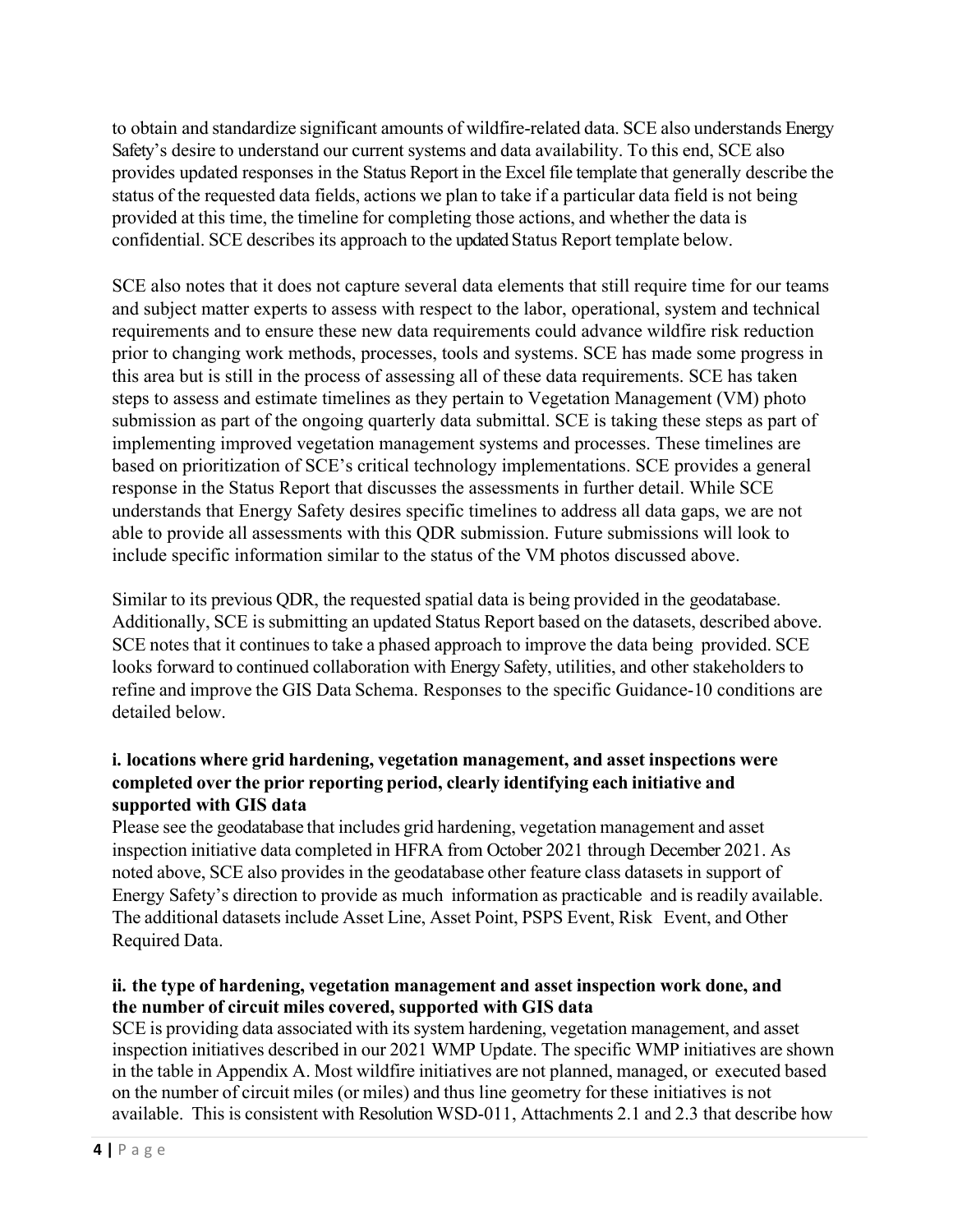to obtain and standardize significant amounts of wildfire-related data. SCE also understands Energy Safety's desire to understand our current systems and data availability. To this end, SCE also provides updated responses in the Status Report in the Excel file template that generally describe the status of the requested data fields, actions we plan to take if a particular data field is not being provided at this time, the timeline for completing those actions, and whether the data is confidential. SCE describes its approach to the updated Status Report template below.

SCE also notes that it does not capture several data elements that still require time for our teams and subject matter experts to assess with respect to the labor, operational, system and technical requirements and to ensure these new data requirements could advance wildfire risk reduction prior to changing work methods, processes, tools and systems. SCE has made some progress in this area but is still in the process of assessing all of these data requirements. SCE has taken steps to assess and estimate timelines as they pertain to Vegetation Management (VM) photo submission as part of the ongoing quarterly data submittal. SCE is taking these steps as part of implementing improved vegetation management systems and processes. These timelines are based on prioritization of SCE's critical technology implementations. SCE provides a general response in the Status Report that discusses the assessments in further detail. While SCE understands that Energy Safety desires specific timelines to address all data gaps, we are not able to provide all assessments with this QDR submission. Future submissions will look to include specific information similar to the status of the VM photos discussed above.

Similar to its previous QDR, the requested spatial data is being provided in the geodatabase. Additionally, SCE is submitting an updated Status Report based on the datasets, described above. SCE notes that it continues to take a phased approach to improve the data being provided. SCE looks forward to continued collaboration with Energy Safety, utilities, and other stakeholders to refine and improve the GIS Data Schema. Responses to the specific Guidance-10 conditions are detailed below.

**i. locations where grid hardening, vegetation management, and asset inspections were completed over the prior reporting period, clearly identifying each initiative and supported with GIS data**

Please see the geodatabase that includes grid hardening, vegetation management and asset inspection initiative data completed in HFRA from October 2021 through December 2021. As noted above, SCE also provides in the geodatabase other feature class datasets in support of Energy Safety's direction to provide as much information as practicable and is readily available. The additional datasets include Asset Line, Asset Point, PSPS Event, Risk Event, and Other Required Data.

**ii. the type of hardening, vegetation management and asset inspection work done, and the number of circuit miles covered, supported with GIS data**

SCE is providing data associated with its system hardening, vegetation management, and asset inspection initiatives described in our 2021 WMP Update. The specific WMP initiatives are shown in the table in Appendix A. Most wildfire initiatives are not planned, managed, or executed based on the number of circuit miles (or miles) and thus line geometry for these initiatives is not available. This is consistent with Resolution WSD-011, Attachments 2.1 and 2.3 that describe how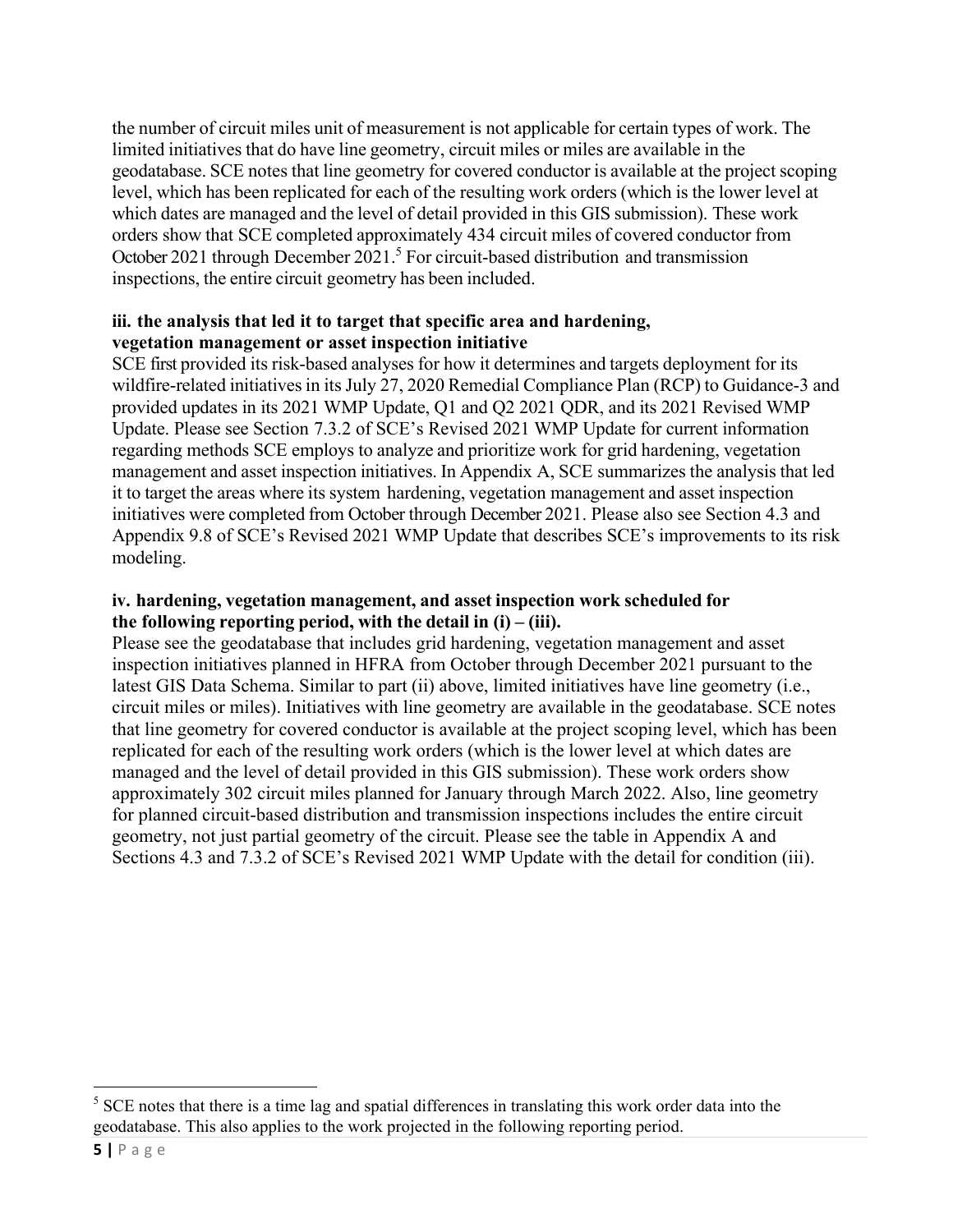the number of circuit miles unit of measurement is not applicable for certain types of work. The limited initiatives that do have line geometry, circuit miles or miles are available in the geodatabase. SCE notes that line geometry for covered conductor is available at the project scoping level, which has been replicated for each of the resulting work orders (which is the lower level at which dates are managed and the level of detail provided in this GIS submission). These work orders show that SCE completed approximately 434 circuit miles of covered conductor from October 2021 through December 2021.[5] For circuit-based distribution and transmission inspections, the entire circuit geometry has been included.

**iii. the analysis that led it to target that specific area and hardening, vegetation management or asset inspection initiative**

SCE first provided its risk-based analyses for how it determines and targets deployment for its wildfire-related initiatives in its July 27, 2020 Remedial Compliance Plan (RCP) to Guidance-3 and provided updates in its 2021 WMP Update, Q1 and Q2 2021 QDR, and its 2021 Revised WMP Update. Please see Section 7.3.2 of SCE's Revised 2021 WMP Update for current information regarding methods SCE employs to analyze and prioritize work for grid hardening, vegetation management and asset inspection initiatives. In Appendix A, SCE summarizes the analysis that led it to target the areas where its system hardening, vegetation management and asset inspection initiatives were completed from October through December 2021. Please also see Section 4.3 and Appendix 9.8 of SCE's Revised 2021 WMP Update that describes SCE's improvements to its risk modeling.

**iv. hardening, vegetation management, and asset inspection work scheduled for the following reporting period, with the detail in (i) – (iii).**

Please see the geodatabase that includes grid hardening, vegetation management and asset inspection initiatives planned in HFRA from October through December 2021 pursuant to the latest GIS Data Schema. Similar to part (ii) above, limited initiatives have line geometry (i.e., circuit miles or miles). Initiatives with line geometry are available in the geodatabase. SCE notes that line geometry for covered conductor is available at the project scoping level, which has been replicated for each of the resulting work orders (which is the lower level at which dates are managed and the level of detail provided in this GIS submission). These work orders show approximately 302 circuit miles planned for January through March 2022. Also, line geometry for planned circuit-based distribution and transmission inspections includes the entire circuit geometry, not just partial geometry of the circuit. Please see the table in Appendix A and Sections 4.3 and 7.3.2 of SCE's Revised 2021 WMP Update with the detail for condition (iii).

---

[5] SCE notes that there is a time lag and spatial differences in translating this work order data into the geodatabase. This also applies to the work projected in the following reporting period.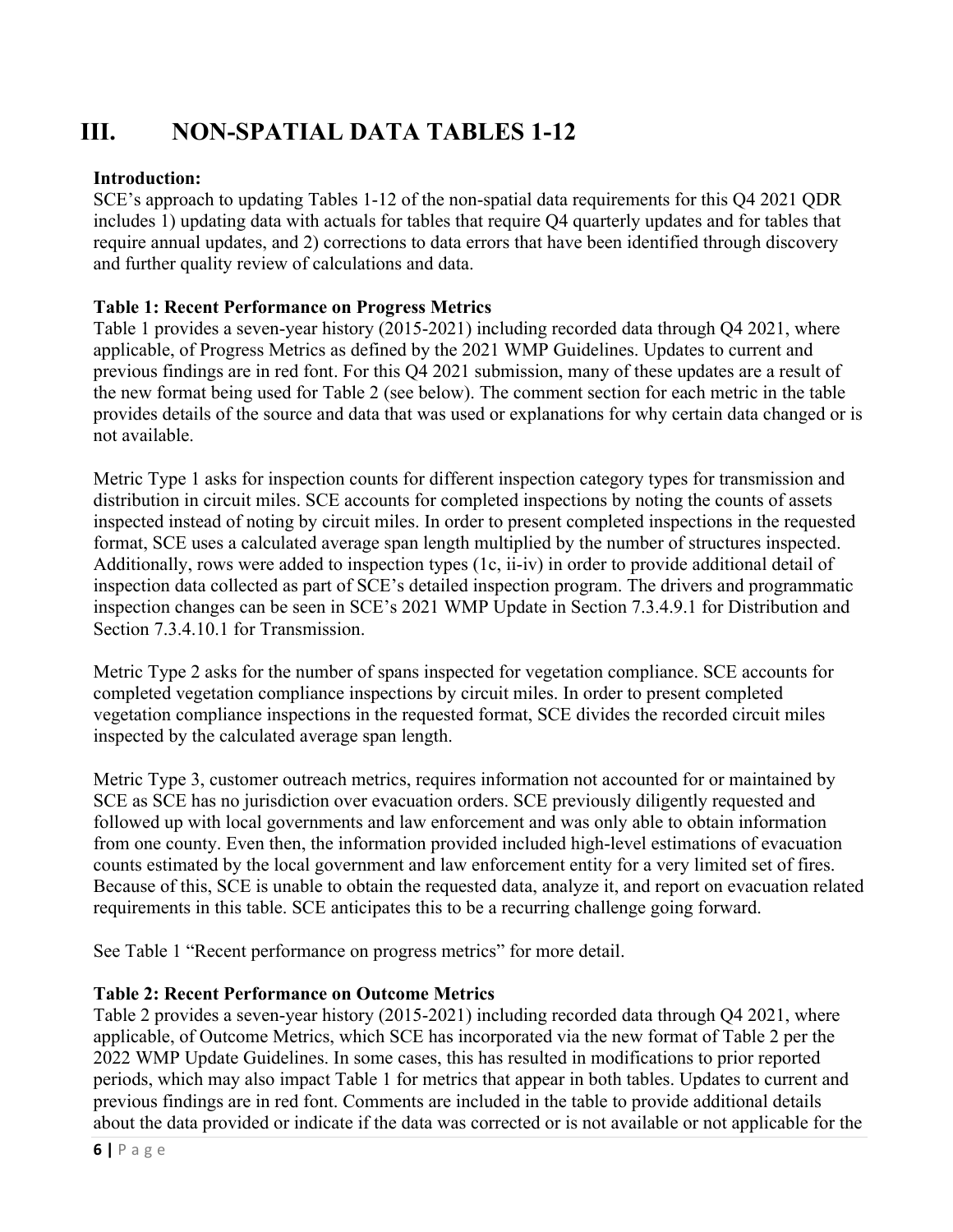# III. NON-SPATIAL DATA TABLES 1-12

**Introduction:**
SCE's approach to updating Tables 1-12 of the non-spatial data requirements for this Q4 2021 QDR includes 1) updating data with actuals for tables that require Q4 quarterly updates and for tables that require annual updates, and 2) corrections to data errors that have been identified through discovery and further quality review of calculations and data.

**Table 1: Recent Performance on Progress Metrics**
Table 1 provides a seven-year history (2015-2021) including recorded data through Q4 2021, where applicable, of Progress Metrics as defined by the 2021 WMP Guidelines. Updates to current and previous findings are in red font. For this Q4 2021 submission, many of these updates are a result of the new format being used for Table 2 (see below). The comment section for each metric in the table provides details of the source and data that was used or explanations for why certain data changed or is not available.

Metric Type 1 asks for inspection counts for different inspection category types for transmission and distribution in circuit miles. SCE accounts for completed inspections by noting the counts of assets inspected instead of noting by circuit miles. In order to present completed inspections in the requested format, SCE uses a calculated average span length multiplied by the number of structures inspected. Additionally, rows were added to inspection types (1c, ii-iv) in order to provide additional detail of inspection data collected as part of SCE's detailed inspection program. The drivers and programmatic inspection changes can be seen in SCE's 2021 WMP Update in Section 7.3.4.9.1 for Distribution and Section 7.3.4.10.1 for Transmission.

Metric Type 2 asks for the number of spans inspected for vegetation compliance. SCE accounts for completed vegetation compliance inspections by circuit miles. In order to present completed vegetation compliance inspections in the requested format, SCE divides the recorded circuit miles inspected by the calculated average span length.

Metric Type 3, customer outreach metrics, requires information not accounted for or maintained by SCE as SCE has no jurisdiction over evacuation orders. SCE previously diligently requested and followed up with local governments and law enforcement and was only able to obtain information from one county. Even then, the information provided included high-level estimations of evacuation counts estimated by the local government and law enforcement entity for a very limited set of fires. Because of this, SCE is unable to obtain the requested data, analyze it, and report on evacuation related requirements in this table. SCE anticipates this to be a recurring challenge going forward.

See Table 1 "Recent performance on progress metrics" for more detail.

**Table 2: Recent Performance on Outcome Metrics**
Table 2 provides a seven-year history (2015-2021) including recorded data through Q4 2021, where applicable, of Outcome Metrics, which SCE has incorporated via the new format of Table 2 per the 2022 WMP Update Guidelines. In some cases, this has resulted in modifications to prior reported periods, which may also impact Table 1 for metrics that appear in both tables. Updates to current and previous findings are in red font. Comments are included in the table to provide additional details about the data provided or indicate if the data was corrected or is not available or not applicable for the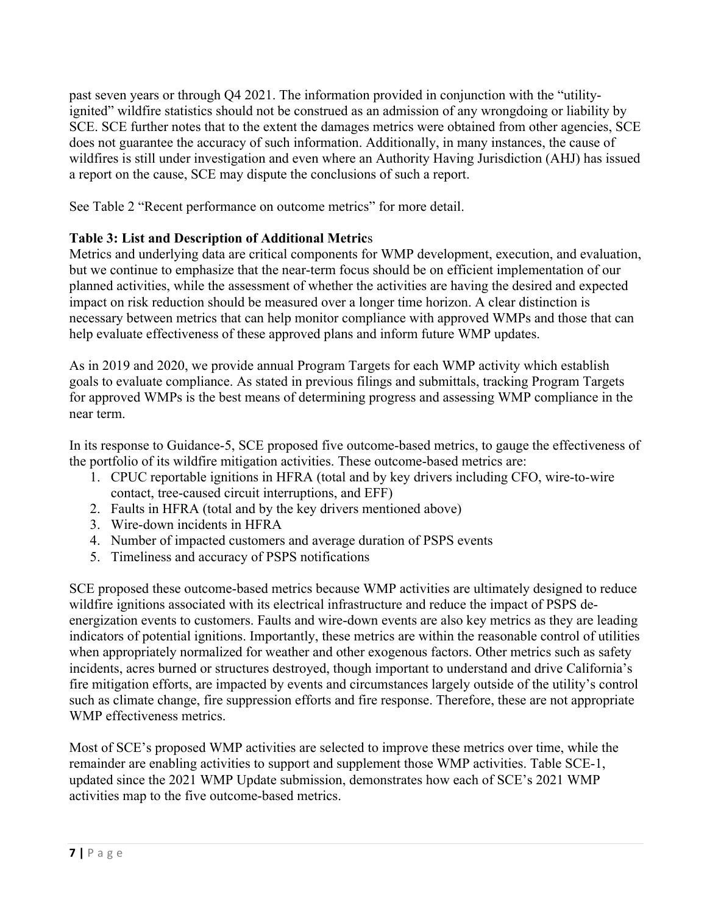past seven years or through Q4 2021. The information provided in conjunction with the "utility-ignited" wildfire statistics should not be construed as an admission of any wrongdoing or liability by SCE. SCE further notes that to the extent the damages metrics were obtained from other agencies, SCE does not guarantee the accuracy of such information. Additionally, in many instances, the cause of wildfires is still under investigation and even where an Authority Having Jurisdiction (AHJ) has issued a report on the cause, SCE may dispute the conclusions of such a report.

See Table 2 "Recent performance on outcome metrics" for more detail.

**Table 3: List and Description of Additional Metrics**

Metrics and underlying data are critical components for WMP development, execution, and evaluation, but we continue to emphasize that the near-term focus should be on efficient implementation of our planned activities, while the assessment of whether the activities are having the desired and expected impact on risk reduction should be measured over a longer time horizon. A clear distinction is necessary between metrics that can help monitor compliance with approved WMPs and those that can help evaluate effectiveness of these approved plans and inform future WMP updates.

As in 2019 and 2020, we provide annual Program Targets for each WMP activity which establish goals to evaluate compliance. As stated in previous filings and submittals, tracking Program Targets for approved WMPs is the best means of determining progress and assessing WMP compliance in the near term.

In its response to Guidance-5, SCE proposed five outcome-based metrics, to gauge the effectiveness of the portfolio of its wildfire mitigation activities. These outcome-based metrics are:

1. CPUC reportable ignitions in HFRA (total and by key drivers including CFO, wire-to-wire contact, tree-caused circuit interruptions, and EFF)
2. Faults in HFRA (total and by the key drivers mentioned above)
3. Wire-down incidents in HFRA
4. Number of impacted customers and average duration of PSPS events
5. Timeliness and accuracy of PSPS notifications

SCE proposed these outcome-based metrics because WMP activities are ultimately designed to reduce wildfire ignitions associated with its electrical infrastructure and reduce the impact of PSPS de-energization events to customers. Faults and wire-down events are also key metrics as they are leading indicators of potential ignitions. Importantly, these metrics are within the reasonable control of utilities when appropriately normalized for weather and other exogenous factors. Other metrics such as safety incidents, acres burned or structures destroyed, though important to understand and drive California's fire mitigation efforts, are impacted by events and circumstances largely outside of the utility's control such as climate change, fire suppression efforts and fire response. Therefore, these are not appropriate WMP effectiveness metrics.

Most of SCE's proposed WMP activities are selected to improve these metrics over time, while the remainder are enabling activities to support and supplement those WMP activities. Table SCE-1, updated since the 2021 WMP Update submission, demonstrates how each of SCE's 2021 WMP activities map to the five outcome-based metrics.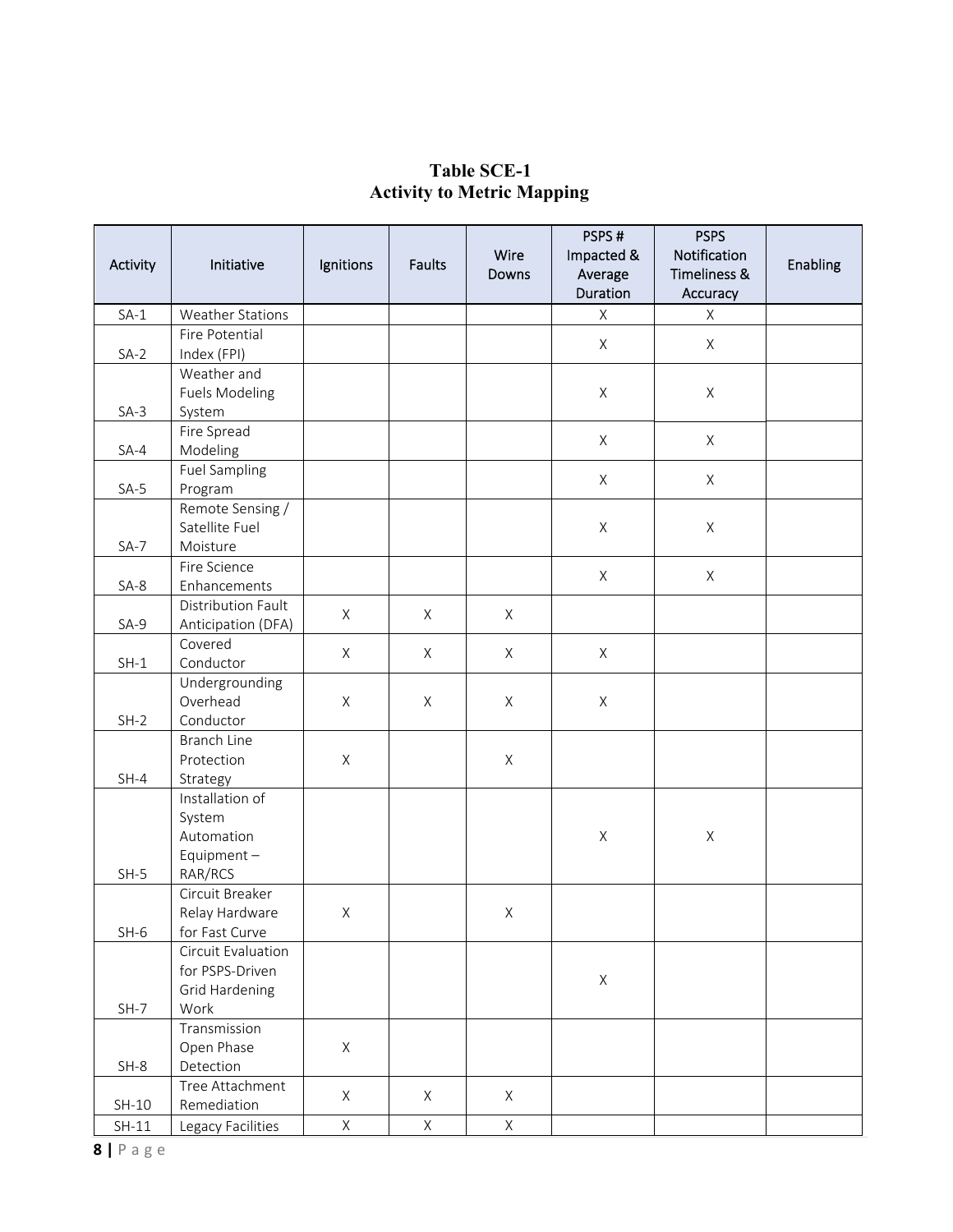**Table SCE-1**
**Activity to Metric Mapping**

| Activity | Initiative | Ignitions | Faults | Wire Downs | PSPS # Impacted & Average Duration | PSPS Notification Timeliness & Accuracy | Enabling |
|---|---|---|---|---|---|---|---|
| SA-1 | Weather Stations | | | | X | X | |
| SA-2 | Fire Potential Index (FPI) | | | | X | X | |
| SA-3 | Weather and Fuels Modeling System | | | | X | X | |
| SA-4 | Fire Spread Modeling | | | | X | X | |
| SA-5 | Fuel Sampling Program | | | | X | X | |
| SA-7 | Remote Sensing / Satellite Fuel Moisture | | | | X | X | |
| SA-8 | Fire Science Enhancements | | | | X | X | |
| SA-9 | Distribution Fault Anticipation (DFA) | X | X | X | | | |
| SH-1 | Covered Conductor | X | X | X | X | | |
| SH-2 | Undergrounding Overhead Conductor | X | X | X | X | | |
| SH-4 | Branch Line Protection Strategy | X | | X | | | |
| SH-5 | Installation of System Automation Equipment – RAR/RCS | | | | X | X | |
| SH-6 | Circuit Breaker Relay Hardware for Fast Curve | X | | X | | | |
| SH-7 | Circuit Evaluation for PSPS-Driven Grid Hardening Work | | | | X | | |
| SH-8 | Transmission Open Phase Detection | X | | | | | |
| SH-10 | Tree Attachment Remediation | X | X | X | | | |
| SH-11 | Legacy Facilities | X | X | X | | | |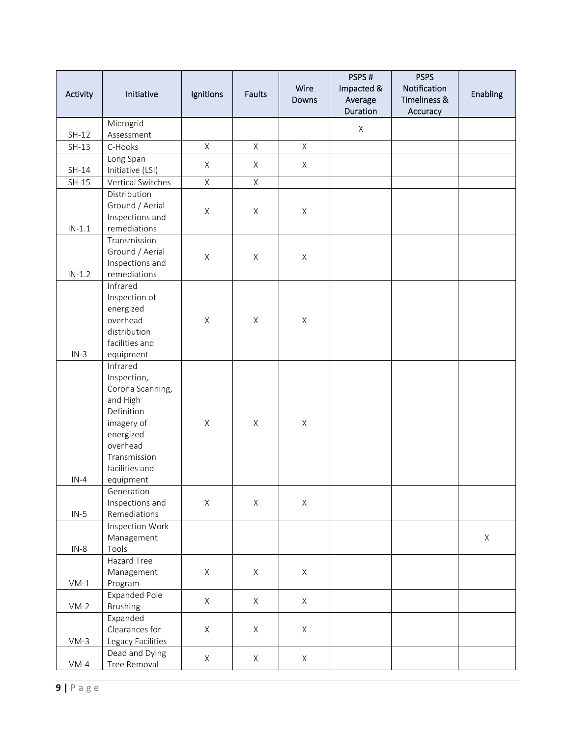| Activity | Initiative | Ignitions | Faults | Wire Downs | PSPS # Impacted & Average Duration | PSPS Notification Timeliness & Accuracy | Enabling |
|---|---|---|---|---|---|---|---|
| SH-12 | Microgrid Assessment | | | | X | | |
| SH-13 | C-Hooks | X | X | X | | | |
| SH-14 | Long Span Initiative (LSI) | X | X | X | | | |
| SH-15 | Vertical Switches | X | X | | | | |
| IN-1.1 | Distribution Ground / Aerial Inspections and remediations | X | X | X | | | |
| IN-1.2 | Transmission Ground / Aerial Inspections and remediations | X | X | X | | | |
| IN-3 | Infrared Inspection of energized overhead distribution facilities and equipment | X | X | X | | | |
| IN-4 | Infrared Inspection, Corona Scanning, and High Definition imagery of energized overhead Transmission facilities and equipment | X | X | X | | | |
| IN-5 | Generation Inspections and Remediations | X | X | X | | | |
| IN-8 | Inspection Work Management Tools | | | | | | X |
| VM-1 | Hazard Tree Management Program | X | X | X | | | |
| VM-2 | Expanded Pole Brushing | X | X | X | | | |
| VM-3 | Expanded Clearances for Legacy Facilities | X | X | X | | | |
| VM-4 | Dead and Dying Tree Removal | X | X | X | | | |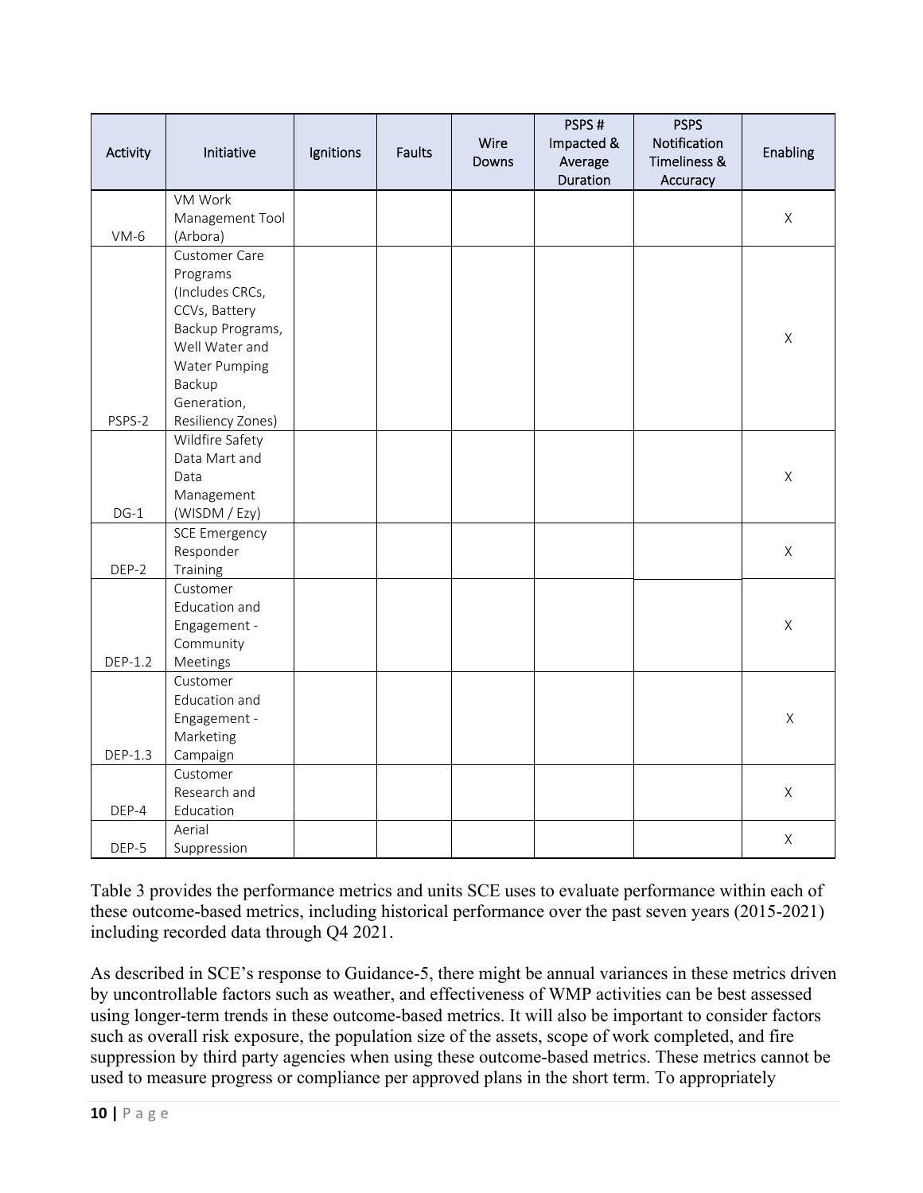| Activity | Initiative | Ignitions | Faults | Wire Downs | PSPS # Impacted & Average Duration | PSPS Notification Timeliness & Accuracy | Enabling |
|---|---|---|---|---|---|---|---|
| VM-6 | VM Work Management Tool (Arbora) | | | | | | X |
| PSPS-2 | Customer Care Programs (Includes CRCs, CCVs, Battery Backup Programs, Well Water and Water Pumping Backup Generation, Resiliency Zones) | | | | | | X |
| DG-1 | Wildfire Safety Data Mart and Data Management (WISDM / Ezy) | | | | | | X |
| DEP-2 | SCE Emergency Responder Training | | | | | | X |
| DEP-1.2 | Customer Education and Engagement - Community Meetings | | | | | | X |
| DEP-1.3 | Customer Education and Engagement - Marketing Campaign | | | | | | X |
| DEP-4 | Customer Research and Education | | | | | | X |
| DEP-5 | Aerial Suppression | | | | | | X |

Table 3 provides the performance metrics and units SCE uses to evaluate performance within each of these outcome-based metrics, including historical performance over the past seven years (2015-2021) including recorded data through Q4 2021.

As described in SCE's response to Guidance-5, there might be annual variances in these metrics driven by uncontrollable factors such as weather, and effectiveness of WMP activities can be best assessed using longer-term trends in these outcome-based metrics. It will also be important to consider factors such as overall risk exposure, the population size of the assets, scope of work completed, and fire suppression by third party agencies when using these outcome-based metrics. These metrics cannot be used to measure progress or compliance per approved plans in the short term. To appropriately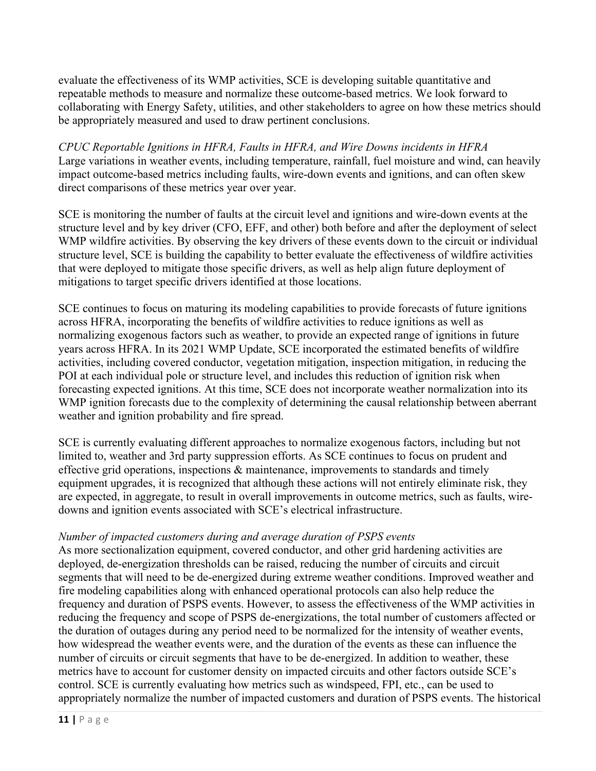evaluate the effectiveness of its WMP activities, SCE is developing suitable quantitative and repeatable methods to measure and normalize these outcome-based metrics. We look forward to collaborating with Energy Safety, utilities, and other stakeholders to agree on how these metrics should be appropriately measured and used to draw pertinent conclusions.

*CPUC Reportable Ignitions in HFRA, Faults in HFRA, and Wire Downs incidents in HFRA*
Large variations in weather events, including temperature, rainfall, fuel moisture and wind, can heavily impact outcome-based metrics including faults, wire-down events and ignitions, and can often skew direct comparisons of these metrics year over year.

SCE is monitoring the number of faults at the circuit level and ignitions and wire-down events at the structure level and by key driver (CFO, EFF, and other) both before and after the deployment of select WMP wildfire activities. By observing the key drivers of these events down to the circuit or individual structure level, SCE is building the capability to better evaluate the effectiveness of wildfire activities that were deployed to mitigate those specific drivers, as well as help align future deployment of mitigations to target specific drivers identified at those locations.

SCE continues to focus on maturing its modeling capabilities to provide forecasts of future ignitions across HFRA, incorporating the benefits of wildfire activities to reduce ignitions as well as normalizing exogenous factors such as weather, to provide an expected range of ignitions in future years across HFRA. In its 2021 WMP Update, SCE incorporated the estimated benefits of wildfire activities, including covered conductor, vegetation mitigation, inspection mitigation, in reducing the POI at each individual pole or structure level, and includes this reduction of ignition risk when forecasting expected ignitions. At this time, SCE does not incorporate weather normalization into its WMP ignition forecasts due to the complexity of determining the causal relationship between aberrant weather and ignition probability and fire spread.

SCE is currently evaluating different approaches to normalize exogenous factors, including but not limited to, weather and 3rd party suppression efforts. As SCE continues to focus on prudent and effective grid operations, inspections & maintenance, improvements to standards and timely equipment upgrades, it is recognized that although these actions will not entirely eliminate risk, they are expected, in aggregate, to result in overall improvements in outcome metrics, such as faults, wire-downs and ignition events associated with SCE's electrical infrastructure.

*Number of impacted customers during and average duration of PSPS events*
As more sectionalization equipment, covered conductor, and other grid hardening activities are deployed, de-energization thresholds can be raised, reducing the number of circuits and circuit segments that will need to be de-energized during extreme weather conditions. Improved weather and fire modeling capabilities along with enhanced operational protocols can also help reduce the frequency and duration of PSPS events. However, to assess the effectiveness of the WMP activities in reducing the frequency and scope of PSPS de-energizations, the total number of customers affected or the duration of outages during any period need to be normalized for the intensity of weather events, how widespread the weather events were, and the duration of the events as these can influence the number of circuits or circuit segments that have to be de-energized. In addition to weather, these metrics have to account for customer density on impacted circuits and other factors outside SCE's control. SCE is currently evaluating how metrics such as windspeed, FPI, etc., can be used to appropriately normalize the number of impacted customers and duration of PSPS events. The historical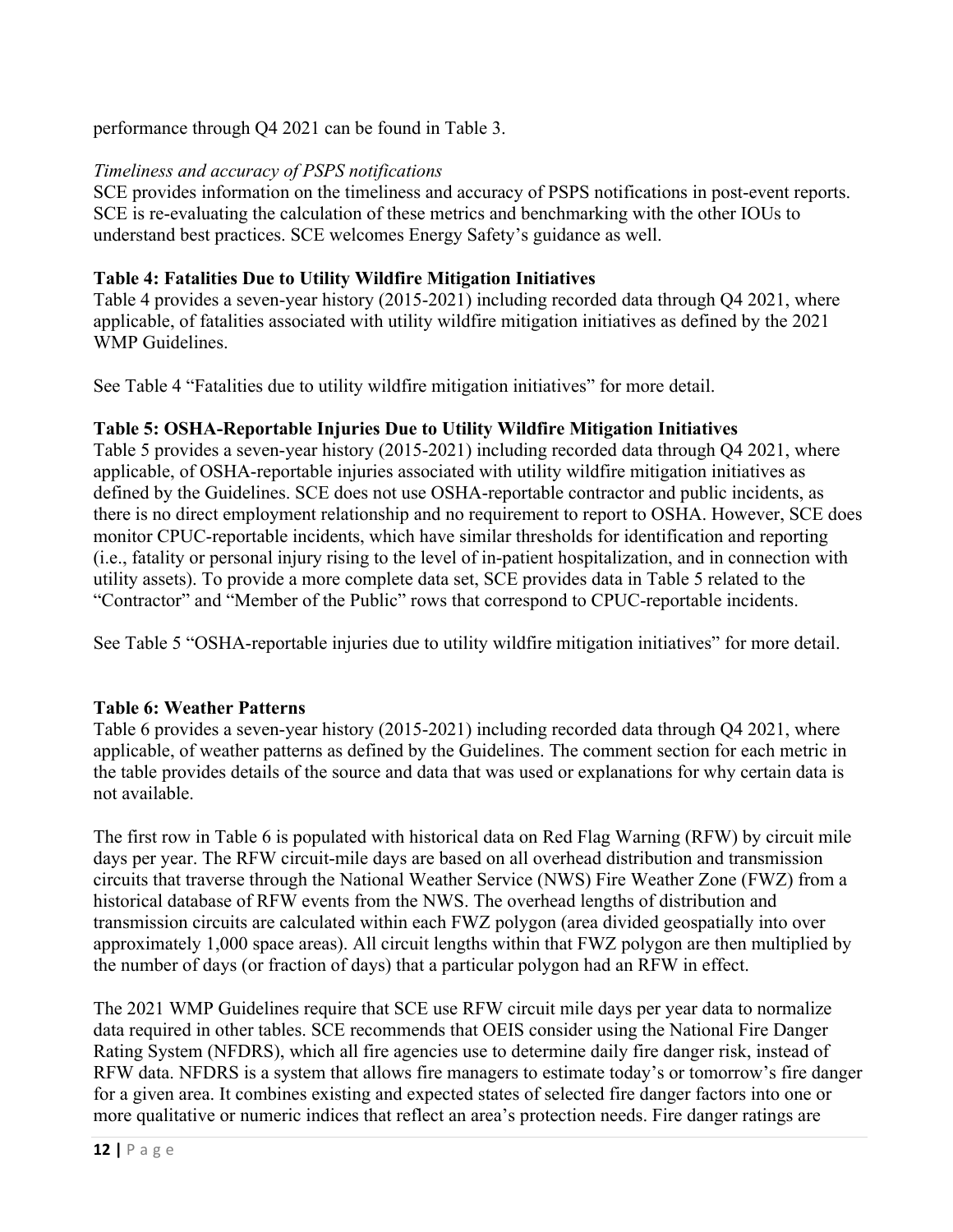performance through Q4 2021 can be found in Table 3.

*Timeliness and accuracy of PSPS notifications*

SCE provides information on the timeliness and accuracy of PSPS notifications in post-event reports. SCE is re-evaluating the calculation of these metrics and benchmarking with the other IOUs to understand best practices. SCE welcomes Energy Safety's guidance as well.

**Table 4: Fatalities Due to Utility Wildfire Mitigation Initiatives**

Table 4 provides a seven-year history (2015-2021) including recorded data through Q4 2021, where applicable, of fatalities associated with utility wildfire mitigation initiatives as defined by the 2021 WMP Guidelines.

See Table 4 "Fatalities due to utility wildfire mitigation initiatives" for more detail.

**Table 5: OSHA-Reportable Injuries Due to Utility Wildfire Mitigation Initiatives**

Table 5 provides a seven-year history (2015-2021) including recorded data through Q4 2021, where applicable, of OSHA-reportable injuries associated with utility wildfire mitigation initiatives as defined by the Guidelines. SCE does not use OSHA-reportable contractor and public incidents, as there is no direct employment relationship and no requirement to report to OSHA. However, SCE does monitor CPUC-reportable incidents, which have similar thresholds for identification and reporting (i.e., fatality or personal injury rising to the level of in-patient hospitalization, and in connection with utility assets). To provide a more complete data set, SCE provides data in Table 5 related to the "Contractor" and "Member of the Public" rows that correspond to CPUC-reportable incidents.

See Table 5 "OSHA-reportable injuries due to utility wildfire mitigation initiatives" for more detail.

**Table 6: Weather Patterns**

Table 6 provides a seven-year history (2015-2021) including recorded data through Q4 2021, where applicable, of weather patterns as defined by the Guidelines. The comment section for each metric in the table provides details of the source and data that was used or explanations for why certain data is not available.

The first row in Table 6 is populated with historical data on Red Flag Warning (RFW) by circuit mile days per year. The RFW circuit-mile days are based on all overhead distribution and transmission circuits that traverse through the National Weather Service (NWS) Fire Weather Zone (FWZ) from a historical database of RFW events from the NWS. The overhead lengths of distribution and transmission circuits are calculated within each FWZ polygon (area divided geospatially into over approximately 1,000 space areas). All circuit lengths within that FWZ polygon are then multiplied by the number of days (or fraction of days) that a particular polygon had an RFW in effect.

The 2021 WMP Guidelines require that SCE use RFW circuit mile days per year data to normalize data required in other tables. SCE recommends that OEIS consider using the National Fire Danger Rating System (NFDRS), which all fire agencies use to determine daily fire danger risk, instead of RFW data. NFDRS is a system that allows fire managers to estimate today's or tomorrow's fire danger for a given area. It combines existing and expected states of selected fire danger factors into one or more qualitative or numeric indices that reflect an area's protection needs. Fire danger ratings are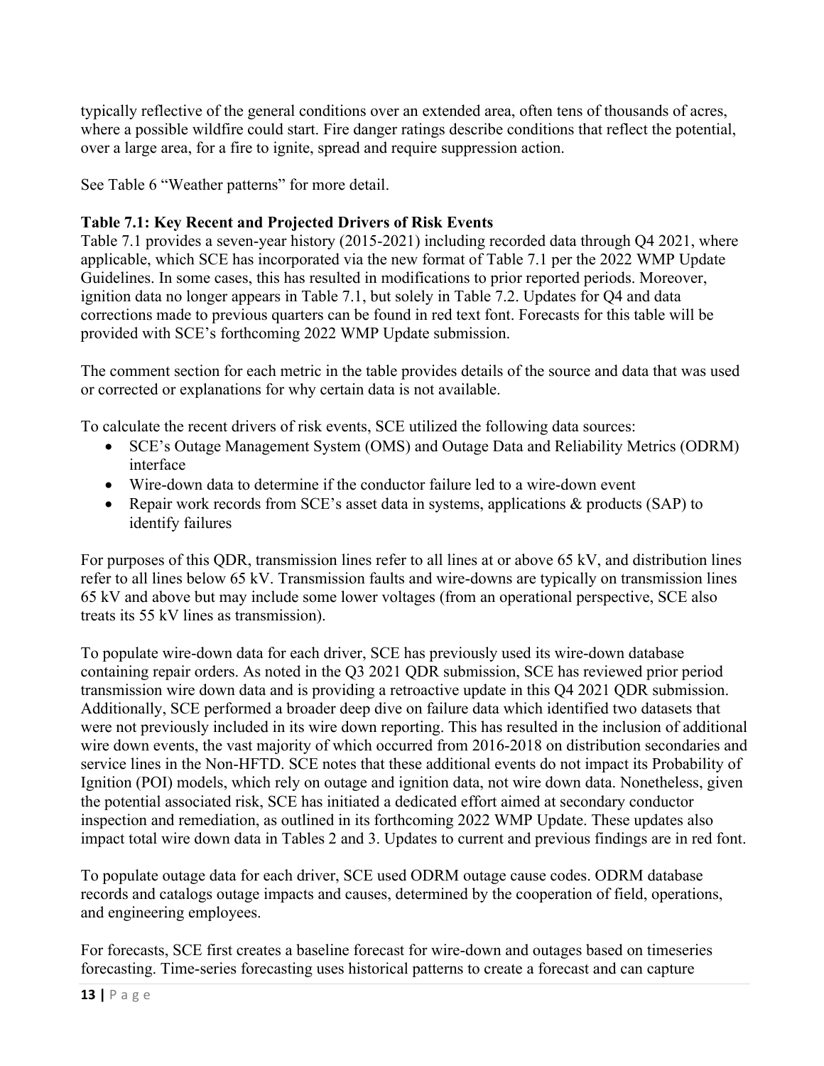typically reflective of the general conditions over an extended area, often tens of thousands of acres, where a possible wildfire could start. Fire danger ratings describe conditions that reflect the potential, over a large area, for a fire to ignite, spread and require suppression action.

See Table 6 "Weather patterns" for more detail.

**Table 7.1: Key Recent and Projected Drivers of Risk Events**

Table 7.1 provides a seven-year history (2015-2021) including recorded data through Q4 2021, where applicable, which SCE has incorporated via the new format of Table 7.1 per the 2022 WMP Update Guidelines. In some cases, this has resulted in modifications to prior reported periods. Moreover, ignition data no longer appears in Table 7.1, but solely in Table 7.2. Updates for Q4 and data corrections made to previous quarters can be found in red text font. Forecasts for this table will be provided with SCE's forthcoming 2022 WMP Update submission.

The comment section for each metric in the table provides details of the source and data that was used or corrected or explanations for why certain data is not available.

To calculate the recent drivers of risk events, SCE utilized the following data sources:

- SCE's Outage Management System (OMS) and Outage Data and Reliability Metrics (ODRM) interface
- Wire-down data to determine if the conductor failure led to a wire-down event
- Repair work records from SCE's asset data in systems, applications & products (SAP) to identify failures

For purposes of this QDR, transmission lines refer to all lines at or above 65 kV, and distribution lines refer to all lines below 65 kV. Transmission faults and wire-downs are typically on transmission lines 65 kV and above but may include some lower voltages (from an operational perspective, SCE also treats its 55 kV lines as transmission).

To populate wire-down data for each driver, SCE has previously used its wire-down database containing repair orders. As noted in the Q3 2021 QDR submission, SCE has reviewed prior period transmission wire down data and is providing a retroactive update in this Q4 2021 QDR submission. Additionally, SCE performed a broader deep dive on failure data which identified two datasets that were not previously included in its wire down reporting. This has resulted in the inclusion of additional wire down events, the vast majority of which occurred from 2016-2018 on distribution secondaries and service lines in the Non-HFTD. SCE notes that these additional events do not impact its Probability of Ignition (POI) models, which rely on outage and ignition data, not wire down data. Nonetheless, given the potential associated risk, SCE has initiated a dedicated effort aimed at secondary conductor inspection and remediation, as outlined in its forthcoming 2022 WMP Update. These updates also impact total wire down data in Tables 2 and 3. Updates to current and previous findings are in red font.

To populate outage data for each driver, SCE used ODRM outage cause codes. ODRM database records and catalogs outage impacts and causes, determined by the cooperation of field, operations, and engineering employees.

For forecasts, SCE first creates a baseline forecast for wire-down and outages based on timeseries forecasting. Time-series forecasting uses historical patterns to create a forecast and can capture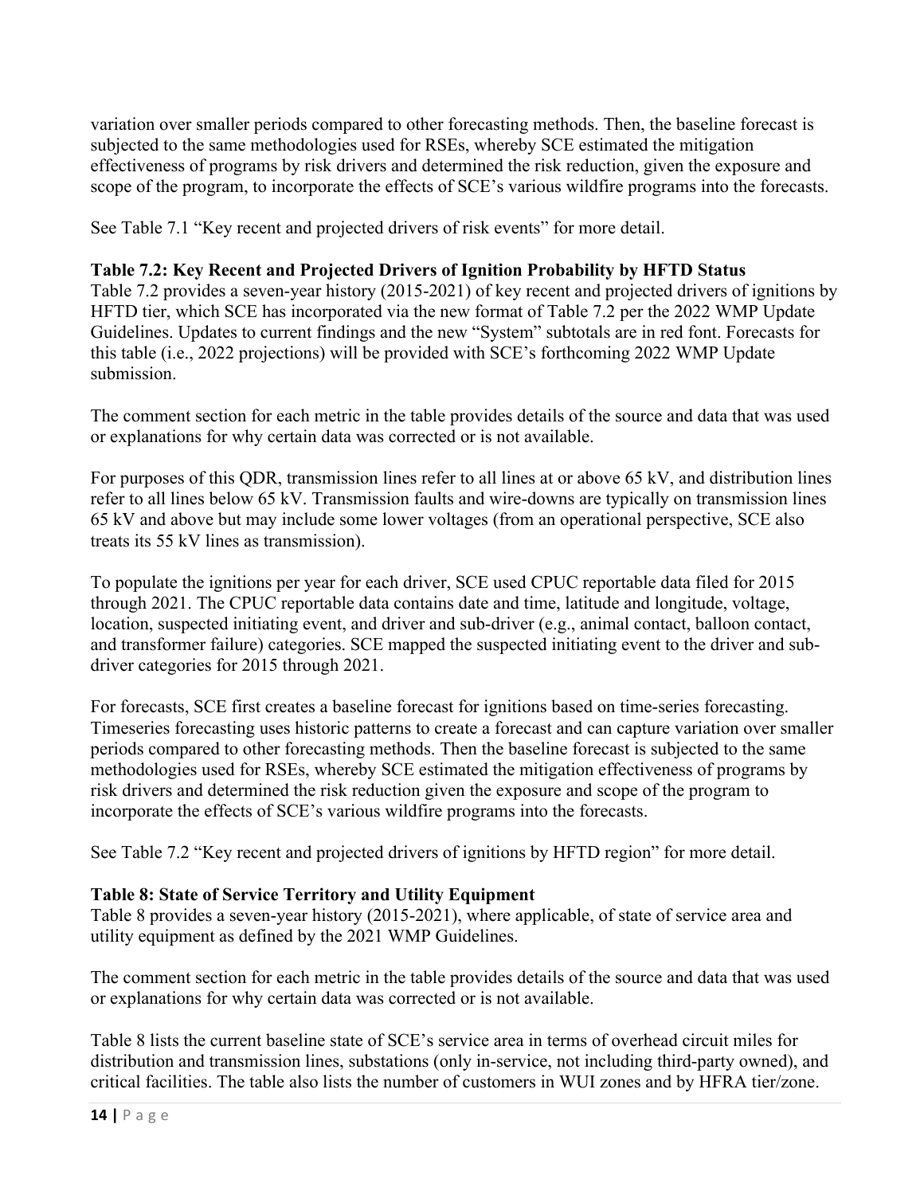variation over smaller periods compared to other forecasting methods. Then, the baseline forecast is subjected to the same methodologies used for RSEs, whereby SCE estimated the mitigation effectiveness of programs by risk drivers and determined the risk reduction, given the exposure and scope of the program, to incorporate the effects of SCE's various wildfire programs into the forecasts.

See Table 7.1 "Key recent and projected drivers of risk events" for more detail.

**Table 7.2: Key Recent and Projected Drivers of Ignition Probability by HFTD Status**

Table 7.2 provides a seven-year history (2015-2021) of key recent and projected drivers of ignitions by HFTD tier, which SCE has incorporated via the new format of Table 7.2 per the 2022 WMP Update Guidelines. Updates to current findings and the new "System" subtotals are in red font. Forecasts for this table (i.e., 2022 projections) will be provided with SCE's forthcoming 2022 WMP Update submission.

The comment section for each metric in the table provides details of the source and data that was used or explanations for why certain data was corrected or is not available.

For purposes of this QDR, transmission lines refer to all lines at or above 65 kV, and distribution lines refer to all lines below 65 kV. Transmission faults and wire-downs are typically on transmission lines 65 kV and above but may include some lower voltages (from an operational perspective, SCE also treats its 55 kV lines as transmission).

To populate the ignitions per year for each driver, SCE used CPUC reportable data filed for 2015 through 2021. The CPUC reportable data contains date and time, latitude and longitude, voltage, location, suspected initiating event, and driver and sub-driver (e.g., animal contact, balloon contact, and transformer failure) categories. SCE mapped the suspected initiating event to the driver and sub-driver categories for 2015 through 2021.

For forecasts, SCE first creates a baseline forecast for ignitions based on time-series forecasting. Timeseries forecasting uses historic patterns to create a forecast and can capture variation over smaller periods compared to other forecasting methods. Then the baseline forecast is subjected to the same methodologies used for RSEs, whereby SCE estimated the mitigation effectiveness of programs by risk drivers and determined the risk reduction given the exposure and scope of the program to incorporate the effects of SCE's various wildfire programs into the forecasts.

See Table 7.2 "Key recent and projected drivers of ignitions by HFTD region" for more detail.

**Table 8: State of Service Territory and Utility Equipment**

Table 8 provides a seven-year history (2015-2021), where applicable, of state of service area and utility equipment as defined by the 2021 WMP Guidelines.

The comment section for each metric in the table provides details of the source and data that was used or explanations for why certain data was corrected or is not available.

Table 8 lists the current baseline state of SCE's service area in terms of overhead circuit miles for distribution and transmission lines, substations (only in-service, not including third-party owned), and critical facilities. The table also lists the number of customers in WUI zones and by HFRA tier/zone.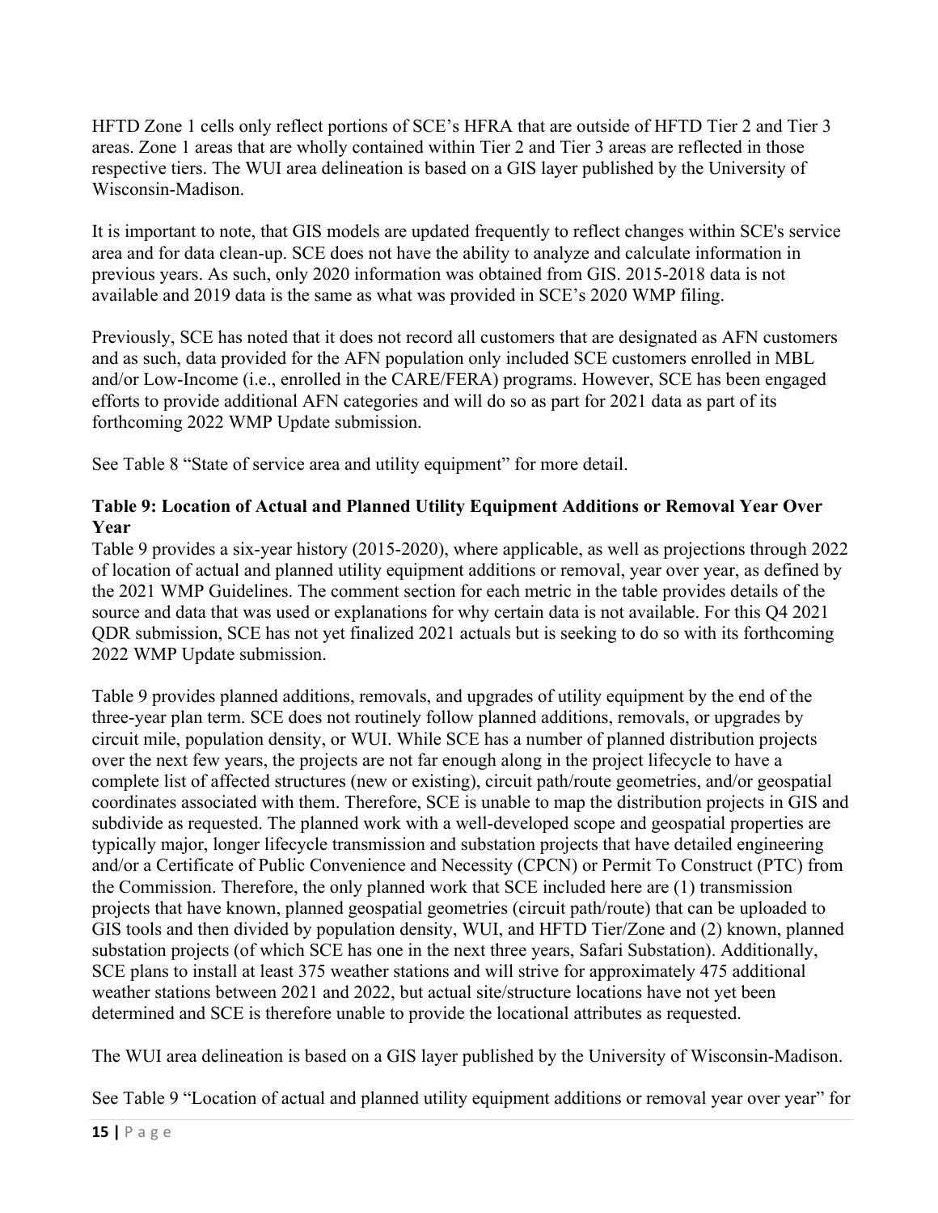HFTD Zone 1 cells only reflect portions of SCE's HFRA that are outside of HFTD Tier 2 and Tier 3 areas. Zone 1 areas that are wholly contained within Tier 2 and Tier 3 areas are reflected in those respective tiers. The WUI area delineation is based on a GIS layer published by the University of Wisconsin-Madison.

It is important to note, that GIS models are updated frequently to reflect changes within SCE's service area and for data clean-up. SCE does not have the ability to analyze and calculate information in previous years. As such, only 2020 information was obtained from GIS. 2015-2018 data is not available and 2019 data is the same as what was provided in SCE's 2020 WMP filing.

Previously, SCE has noted that it does not record all customers that are designated as AFN customers and as such, data provided for the AFN population only included SCE customers enrolled in MBL and/or Low-Income (i.e., enrolled in the CARE/FERA) programs. However, SCE has been engaged efforts to provide additional AFN categories and will do so as part for 2021 data as part of its forthcoming 2022 WMP Update submission.

See Table 8 "State of service area and utility equipment" for more detail.

**Table 9: Location of Actual and Planned Utility Equipment Additions or Removal Year Over Year**

Table 9 provides a six-year history (2015-2020), where applicable, as well as projections through 2022 of location of actual and planned utility equipment additions or removal, year over year, as defined by the 2021 WMP Guidelines. The comment section for each metric in the table provides details of the source and data that was used or explanations for why certain data is not available. For this Q4 2021 QDR submission, SCE has not yet finalized 2021 actuals but is seeking to do so with its forthcoming 2022 WMP Update submission.

Table 9 provides planned additions, removals, and upgrades of utility equipment by the end of the three-year plan term. SCE does not routinely follow planned additions, removals, or upgrades by circuit mile, population density, or WUI. While SCE has a number of planned distribution projects over the next few years, the projects are not far enough along in the project lifecycle to have a complete list of affected structures (new or existing), circuit path/route geometries, and/or geospatial coordinates associated with them. Therefore, SCE is unable to map the distribution projects in GIS and subdivide as requested. The planned work with a well-developed scope and geospatial properties are typically major, longer lifecycle transmission and substation projects that have detailed engineering and/or a Certificate of Public Convenience and Necessity (CPCN) or Permit To Construct (PTC) from the Commission. Therefore, the only planned work that SCE included here are (1) transmission projects that have known, planned geospatial geometries (circuit path/route) that can be uploaded to GIS tools and then divided by population density, WUI, and HFTD Tier/Zone and (2) known, planned substation projects (of which SCE has one in the next three years, Safari Substation). Additionally, SCE plans to install at least 375 weather stations and will strive for approximately 475 additional weather stations between 2021 and 2022, but actual site/structure locations have not yet been determined and SCE is therefore unable to provide the locational attributes as requested.

The WUI area delineation is based on a GIS layer published by the University of Wisconsin-Madison.

See Table 9 "Location of actual and planned utility equipment additions or removal year over year" for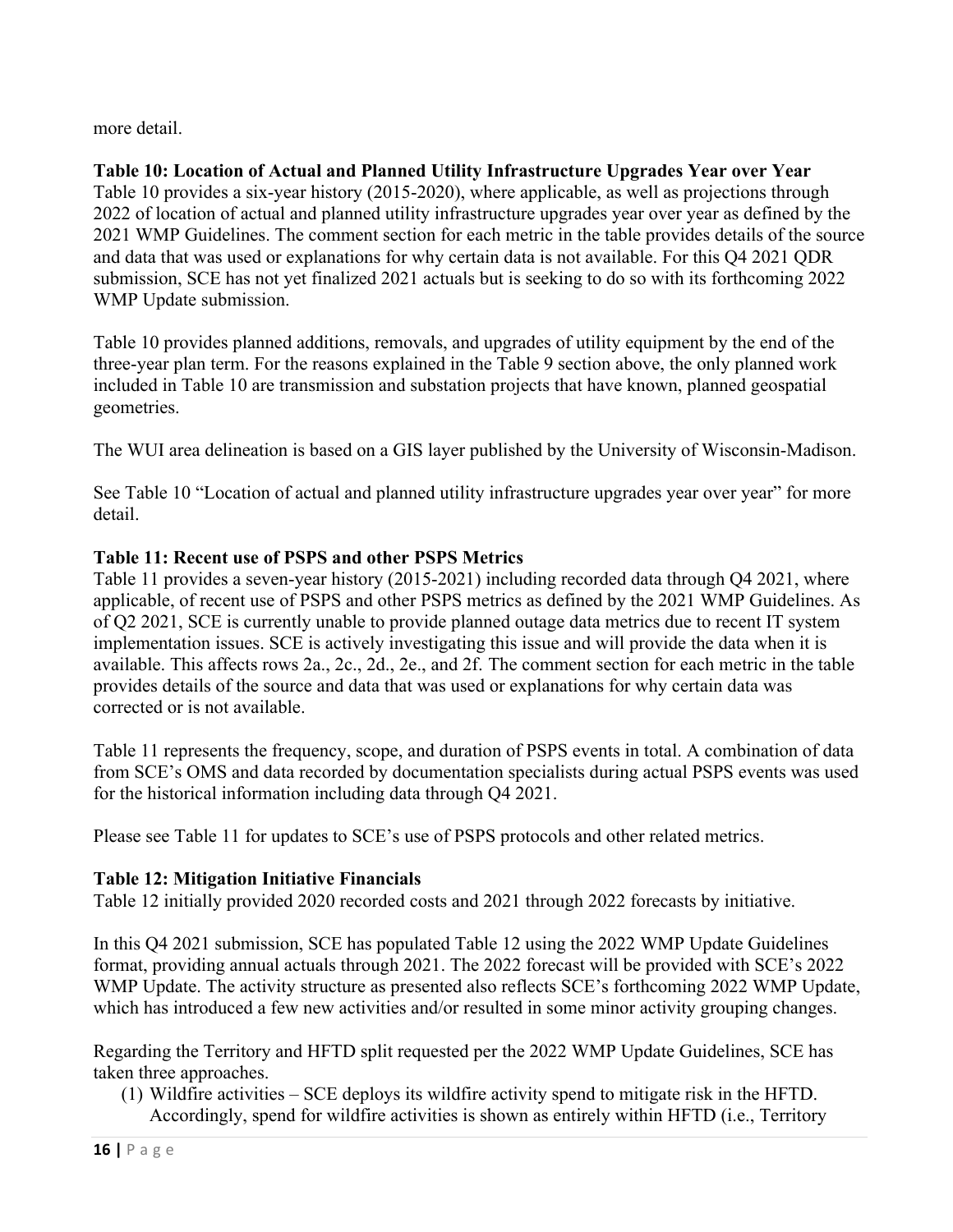more detail.

**Table 10: Location of Actual and Planned Utility Infrastructure Upgrades Year over Year**
Table 10 provides a six-year history (2015-2020), where applicable, as well as projections through 2022 of location of actual and planned utility infrastructure upgrades year over year as defined by the 2021 WMP Guidelines. The comment section for each metric in the table provides details of the source and data that was used or explanations for why certain data is not available. For this Q4 2021 QDR submission, SCE has not yet finalized 2021 actuals but is seeking to do so with its forthcoming 2022 WMP Update submission.

Table 10 provides planned additions, removals, and upgrades of utility equipment by the end of the three-year plan term. For the reasons explained in the Table 9 section above, the only planned work included in Table 10 are transmission and substation projects that have known, planned geospatial geometries.

The WUI area delineation is based on a GIS layer published by the University of Wisconsin-Madison.

See Table 10 "Location of actual and planned utility infrastructure upgrades year over year" for more detail.

**Table 11: Recent use of PSPS and other PSPS Metrics**
Table 11 provides a seven-year history (2015-2021) including recorded data through Q4 2021, where applicable, of recent use of PSPS and other PSPS metrics as defined by the 2021 WMP Guidelines. As of Q2 2021, SCE is currently unable to provide planned outage data metrics due to recent IT system implementation issues. SCE is actively investigating this issue and will provide the data when it is available. This affects rows 2a., 2c., 2d., 2e., and 2f. The comment section for each metric in the table provides details of the source and data that was used or explanations for why certain data was corrected or is not available.

Table 11 represents the frequency, scope, and duration of PSPS events in total. A combination of data from SCE's OMS and data recorded by documentation specialists during actual PSPS events was used for the historical information including data through Q4 2021.

Please see Table 11 for updates to SCE's use of PSPS protocols and other related metrics.

**Table 12: Mitigation Initiative Financials**
Table 12 initially provided 2020 recorded costs and 2021 through 2022 forecasts by initiative.

In this Q4 2021 submission, SCE has populated Table 12 using the 2022 WMP Update Guidelines format, providing annual actuals through 2021. The 2022 forecast will be provided with SCE's 2022 WMP Update. The activity structure as presented also reflects SCE's forthcoming 2022 WMP Update, which has introduced a few new activities and/or resulted in some minor activity grouping changes.

Regarding the Territory and HFTD split requested per the 2022 WMP Update Guidelines, SCE has taken three approaches.

(1) Wildfire activities – SCE deploys its wildfire activity spend to mitigate risk in the HFTD. Accordingly, spend for wildfire activities is shown as entirely within HFTD (i.e., Territory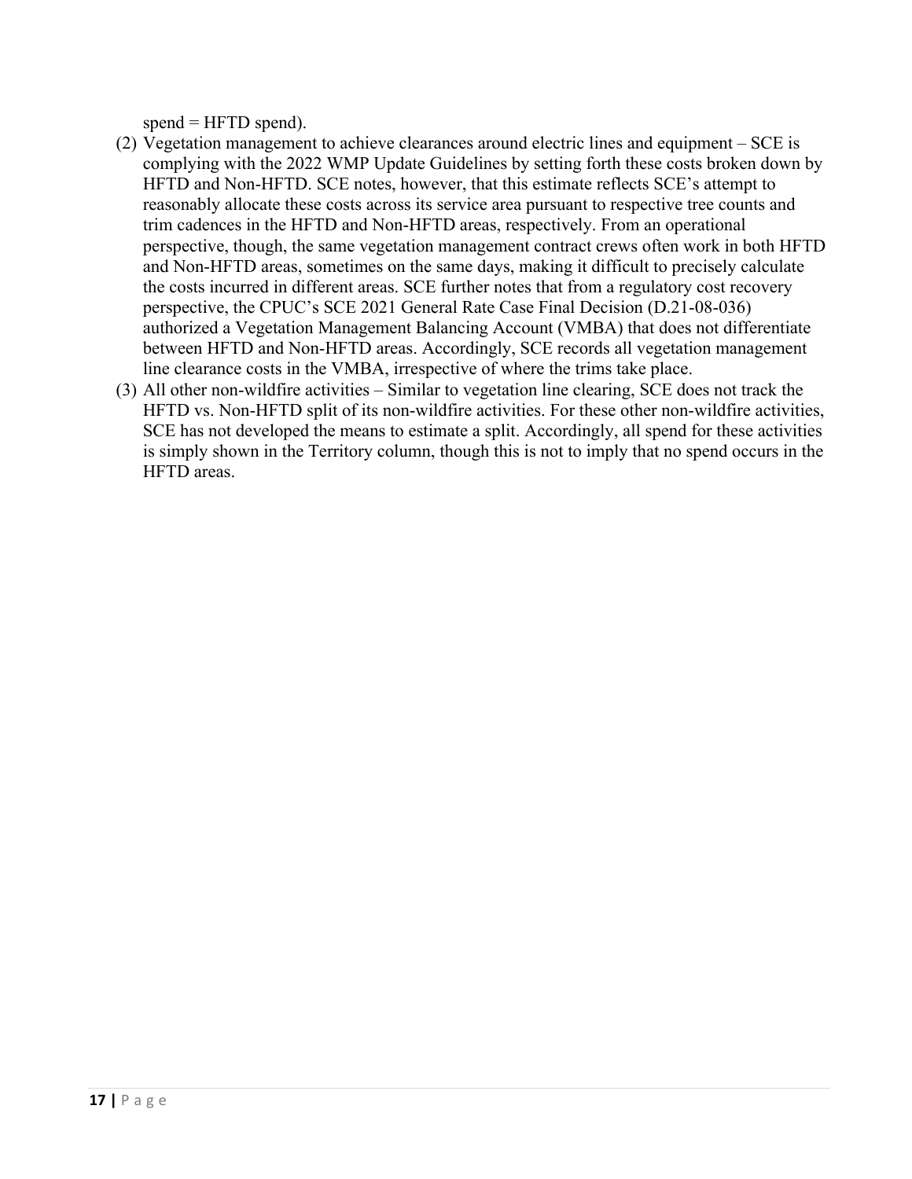spend = HFTD spend).

(2) Vegetation management to achieve clearances around electric lines and equipment – SCE is complying with the 2022 WMP Update Guidelines by setting forth these costs broken down by HFTD and Non-HFTD. SCE notes, however, that this estimate reflects SCE's attempt to reasonably allocate these costs across its service area pursuant to respective tree counts and trim cadences in the HFTD and Non-HFTD areas, respectively. From an operational perspective, though, the same vegetation management contract crews often work in both HFTD and Non-HFTD areas, sometimes on the same days, making it difficult to precisely calculate the costs incurred in different areas. SCE further notes that from a regulatory cost recovery perspective, the CPUC's SCE 2021 General Rate Case Final Decision (D.21-08-036) authorized a Vegetation Management Balancing Account (VMBA) that does not differentiate between HFTD and Non-HFTD areas. Accordingly, SCE records all vegetation management line clearance costs in the VMBA, irrespective of where the trims take place.

(3) All other non-wildfire activities – Similar to vegetation line clearing, SCE does not track the HFTD vs. Non-HFTD split of its non-wildfire activities. For these other non-wildfire activities, SCE has not developed the means to estimate a split. Accordingly, all spend for these activities is simply shown in the Territory column, though this is not to imply that no spend occurs in the HFTD areas.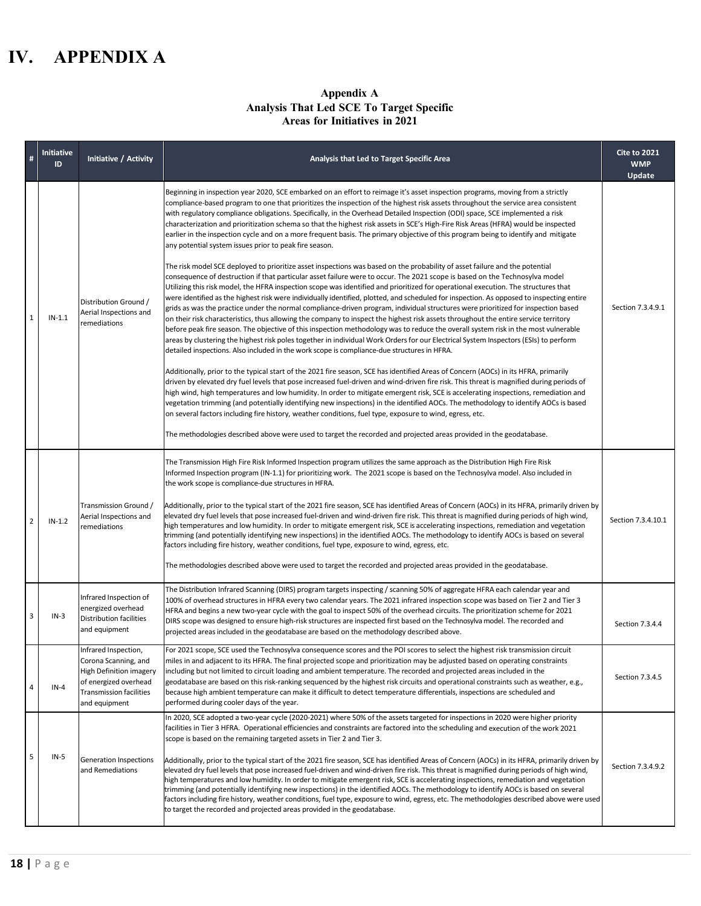# IV. APPENDIX A

**Appendix A**
**Analysis That Led SCE To Target Specific Areas for Initiatives in 2021**

| # | Initiative ID | Initiative / Activity | Analysis that Led to Target Specific Area | Cite to 2021 WMP Update |
|---|---|---|---|---|
| 1 | IN-1.1 | Distribution Ground / Aerial Inspections and remediations | Beginning in inspection year 2020, SCE embarked on an effort to reimage it's asset inspection programs, moving from a strictly compliance-based program to one that prioritizes the inspection of the highest risk assets throughout the service area consistent with regulatory compliance obligations. Specifically, in the Overhead Detailed Inspection (ODI) space, SCE implemented a risk characterization and prioritization schema so that the highest risk assets in SCE's High-Fire Risk Areas (HFRA) would be inspected earlier in the inspection cycle and on a more frequent basis. The primary objective of this program being to identify and mitigate any potential system issues prior to peak fire season.<br><br>The risk model SCE deployed to prioritize asset inspections was based on the probability of asset failure and the potential consequence of destruction if that particular asset failure were to occur. The 2021 scope is based on the Technosylva model Utilizing this risk model, the HFRA inspection scope was identified and prioritized for operational execution. The structures that were identified as the highest risk were individually identified, plotted, and scheduled for inspection. As opposed to inspecting entire grids as was the practice under the normal compliance-driven program, individual structures were prioritized for inspection based on their risk characteristics, thus allowing the company to inspect the highest risk assets throughout the entire service territory before peak fire season. The objective of this inspection methodology was to reduce the overall system risk in the most vulnerable areas by clustering the highest risk poles together in individual Work Orders for our Electrical System Inspectors (ESIs) to perform detailed inspections. Also included in the work scope is compliance-due structures in HFRA.<br><br>Additionally, prior to the typical start of the 2021 fire season, SCE has identified Areas of Concern (AOCs) in its HFRA, primarily driven by elevated dry fuel levels that pose increased fuel-driven and wind-driven fire risk. This threat is magnified during periods of high wind, high temperatures and low humidity. In order to mitigate emergent risk, SCE is accelerating inspections, remediation and vegetation trimming (and potentially identifying new inspections) in the identified AOCs. The methodology to identify AOCs is based on several factors including fire history, weather conditions, fuel type, exposure to wind, egress, etc.<br><br>The methodologies described above were used to target the recorded and projected areas provided in the geodatabase. | Section 7.3.4.9.1 |
| 2 | IN-1.2 | Transmission Ground / Aerial Inspections and remediations | The Transmission High Fire Risk Informed Inspection program utilizes the same approach as the Distribution High Fire Risk Informed Inspection program (IN-1.1) for prioritizing work. The 2021 scope is based on the Technosylva model. Also included in the work scope is compliance-due structures in HFRA.<br><br>Additionally, prior to the typical start of the 2021 fire season, SCE has identified Areas of Concern (AOCs) in its HFRA, primarily driven by elevated dry fuel levels that pose increased fuel-driven and wind-driven fire risk. This threat is magnified during periods of high wind, high temperatures and low humidity. In order to mitigate emergent risk, SCE is accelerating inspections, remediation and vegetation trimming (and potentially identifying new inspections) in the identified AOCs. The methodology to identify AOCs is based on several factors including fire history, weather conditions, fuel type, exposure to wind, egress, etc.<br><br>The methodologies described above were used to target the recorded and projected areas provided in the geodatabase. | Section 7.3.4.10.1 |
| 3 | IN-3 | Infrared Inspection of energized overhead Distribution facilities and equipment | The Distribution Infrared Scanning (DIRS) program targets inspecting / scanning 50% of aggregate HFRA each calendar year and 100% of overhead structures in HFRA every two calendar years. The 2021 infrared inspection scope was based on Tier 2 and Tier 3 HFRA and begins a new two-year cycle with the goal to inspect 50% of the overhead circuits. The prioritization scheme for 2021 DIRS scope was designed to ensure high-risk structures are inspected first based on the Technosylva model. The recorded and projected areas included in the geodatabase are based on the methodology described above. | Section 7.3.4.4 |
| 4 | IN-4 | Infrared Inspection, Corona Scanning, and High Definition imagery of energized overhead Transmission facilities and equipment | For 2021 scope, SCE used the Technosylva consequence scores and the POI scores to select the highest risk transmission circuit miles in and adjacent to its HFRA. The final projected scope and prioritization may be adjusted based on operating constraints including but not limited to circuit loading and ambient temperature. The recorded and projected areas included in the geodatabase are based on this risk-ranking sequenced by the highest risk circuits and operational constraints such as weather, e.g., because high ambient temperature can make it difficult to detect temperature differentials, inspections are scheduled and performed during cooler days of the year. | Section 7.3.4.5 |
| 5 | IN-5 | Generation Inspections and Remediations | In 2020, SCE adopted a two-year cycle (2020-2021) where 50% of the assets targeted for inspections in 2020 were higher priority facilities in Tier 3 HFRA. Operational efficiencies and constraints are factored into the scheduling and execution of the work 2021 scope is based on the remaining targeted assets in Tier 2 and Tier 3.<br><br>Additionally, prior to the typical start of the 2021 fire season, SCE has identified Areas of Concern (AOCs) in its HFRA, primarily driven by elevated dry fuel levels that pose increased fuel-driven and wind-driven fire risk. This threat is magnified during periods of high wind, high temperatures and low humidity. In order to mitigate emergent risk, SCE is accelerating inspections, remediation and vegetation trimming (and potentially identifying new inspections) in the identified AOCs. The methodology to identify AOCs is based on several factors including fire history, weather conditions, fuel type, exposure to wind, egress, etc. The methodologies described above were used to target the recorded and projected areas provided in the geodatabase. | Section 7.3.4.9.2 |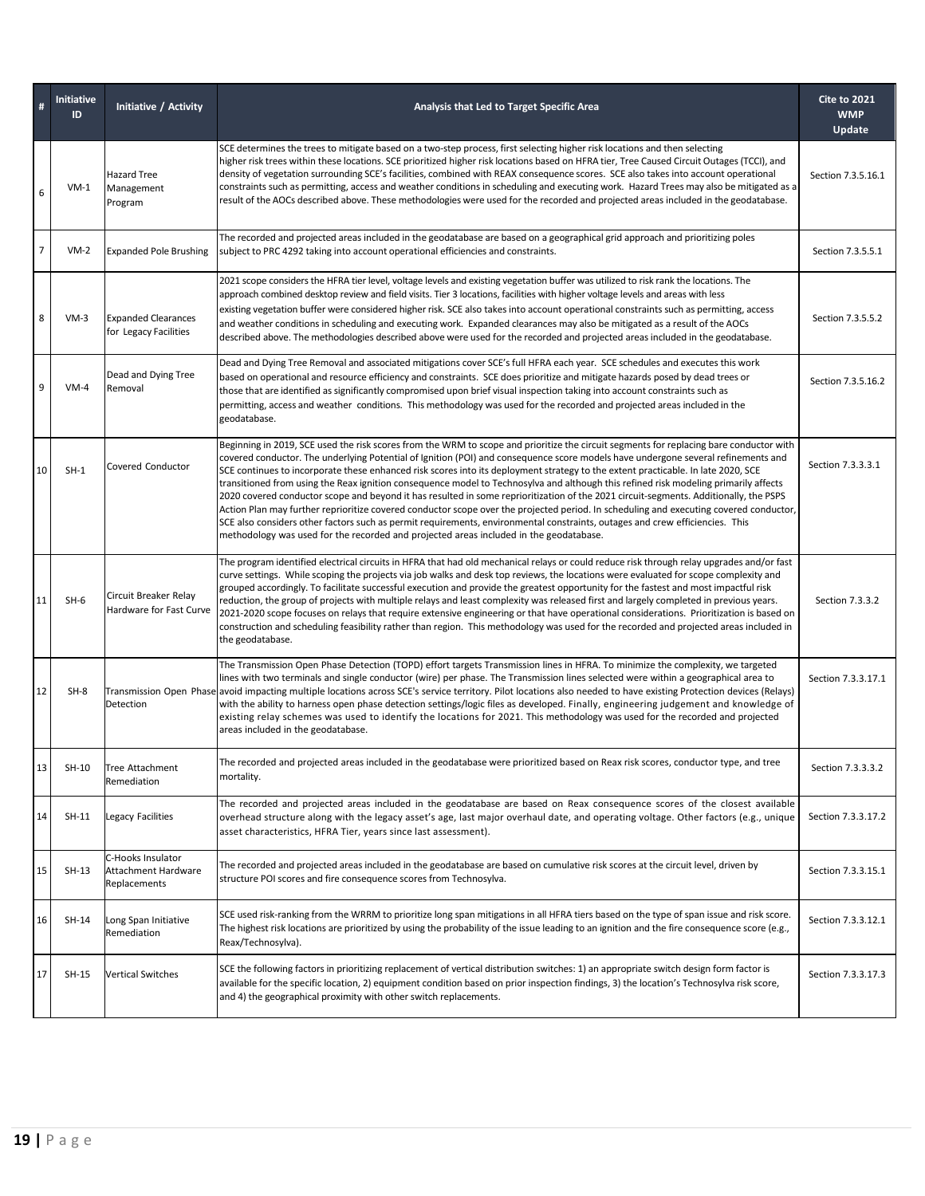| # | Initiative ID | Initiative / Activity | Analysis that Led to Target Specific Area | Cite to 2021 WMP Update |
|---|---|---|---|---|
| 6 | VM-1 | Hazard Tree Management Program | SCE determines the trees to mitigate based on a two-step process, first selecting higher risk locations and then selecting higher risk trees within these locations. SCE prioritized higher risk locations based on HFRA tier, Tree Caused Circuit Outages (TCCI), and density of vegetation surrounding SCE's facilities, combined with REAX consequence scores. SCE also takes into account operational constraints such as permitting, access and weather conditions in scheduling and executing work. Hazard Trees may also be mitigated as a result of the AOCs described above. These methodologies were used for the recorded and projected areas included in the geodatabase. | Section 7.3.5.16.1 |
| 7 | VM-2 | Expanded Pole Brushing | The recorded and projected areas included in the geodatabase are based on a geographical grid approach and prioritizing poles subject to PRC 4292 taking into account operational efficiencies and constraints. | Section 7.3.5.5.1 |
| 8 | VM-3 | Expanded Clearances for Legacy Facilities | 2021 scope considers the HFRA tier level, voltage levels and existing vegetation buffer was utilized to risk rank the locations. The approach combined desktop review and field visits. Tier 3 locations, facilities with higher voltage levels and areas with less existing vegetation buffer were considered higher risk. SCE also takes into account operational constraints such as permitting, access and weather conditions in scheduling and executing work. Expanded clearances may also be mitigated as a result of the AOCs described above. The methodologies described above were used for the recorded and projected areas included in the geodatabase. | Section 7.3.5.5.2 |
| 9 | VM-4 | Dead and Dying Tree Removal | Dead and Dying Tree Removal and associated mitigations cover SCE's full HFRA each year. SCE schedules and executes this work based on operational and resource efficiency and constraints. SCE does prioritize and mitigate hazards posed by dead trees or those that are identified as significantly compromised upon brief visual inspection taking into account constraints such as permitting, access and weather conditions. This methodology was used for the recorded and projected areas included in the geodatabase. | Section 7.3.5.16.2 |
| 10 | SH-1 | Covered Conductor | Beginning in 2019, SCE used the risk scores from the WRM to scope and prioritize the circuit segments for replacing bare conductor with covered conductor. The underlying Potential of Ignition (POI) and consequence score models have undergone several refinements and SCE continues to incorporate these enhanced risk scores into its deployment strategy to the extent practicable. In late 2020, SCE transitioned from using the Reax ignition consequence model to Technosylva and although this refined risk modeling primarily affects 2020 covered conductor scope and beyond it has resulted in some reprioritization of the 2021 circuit-segments. Additionally, the PSPS Action Plan may further reprioritize covered conductor scope over the projected period. In scheduling and executing covered conductor, SCE also considers other factors such as permit requirements, environmental constraints, outages and crew efficiencies. This methodology was used for the recorded and projected areas included in the geodatabase. | Section 7.3.3.3.1 |
| 11 | SH-6 | Circuit Breaker Relay Hardware for Fast Curve | The program identified electrical circuits in HFRA that had old mechanical relays or could reduce risk through relay upgrades and/or fast curve settings. While scoping the projects via job walks and desk top reviews, the locations were evaluated for scope complexity and grouped accordingly. To facilitate successful execution and provide the greatest opportunity for the fastest and most impactful risk reduction, the group of projects with multiple relays and least complexity was released first and largely completed in previous years. 2021-2020 scope focuses on relays that require extensive engineering or that have operational considerations. Prioritization is based on construction and scheduling feasibility rather than region. This methodology was used for the recorded and projected areas included in the geodatabase. | Section 7.3.3.2 |
| 12 | SH-8 | Transmission Open Phase Detection | The Transmission Open Phase Detection (TOPD) effort targets Transmission lines in HFRA. To minimize the complexity, we targeted lines with two terminals and single conductor (wire) per phase. The Transmission lines selected were within a geographical area to avoid impacting multiple locations across SCE's service territory. Pilot locations also needed to have existing Protection devices (Relays) with the ability to harness open phase detection settings/logic files as developed. Finally, engineering judgement and knowledge of existing relay schemes was used to identify the locations for 2021. This methodology was used for the recorded and projected areas included in the geodatabase. | Section 7.3.3.17.1 |
| 13 | SH-10 | Tree Attachment Remediation | The recorded and projected areas included in the geodatabase were prioritized based on Reax risk scores, conductor type, and tree mortality. | Section 7.3.3.3.2 |
| 14 | SH-11 | Legacy Facilities | The recorded and projected areas included in the geodatabase are based on Reax consequence scores of the closest available overhead structure along with the legacy asset's age, last major overhaul date, and operating voltage. Other factors (e.g., unique asset characteristics, HFRA Tier, years since last assessment). | Section 7.3.3.17.2 |
| 15 | SH-13 | C-Hooks Insulator Attachment Hardware Replacements | The recorded and projected areas included in the geodatabase are based on cumulative risk scores at the circuit level, driven by structure POI scores and fire consequence scores from Technosylva. | Section 7.3.3.15.1 |
| 16 | SH-14 | Long Span Initiative Remediation | SCE used risk-ranking from the WRRM to prioritize long span mitigations in all HFRA tiers based on the type of span issue and risk score. The highest risk locations are prioritized by using the probability of the issue leading to an ignition and the fire consequence score (e.g., Reax/Technosylva). | Section 7.3.3.12.1 |
| 17 | SH-15 | Vertical Switches | SCE the following factors in prioritizing replacement of vertical distribution switches: 1) an appropriate switch design form factor is available for the specific location, 2) equipment condition based on prior inspection findings, 3) the location's Technosylva risk score, and 4) the geographical proximity with other switch replacements. | Section 7.3.3.17.3 |